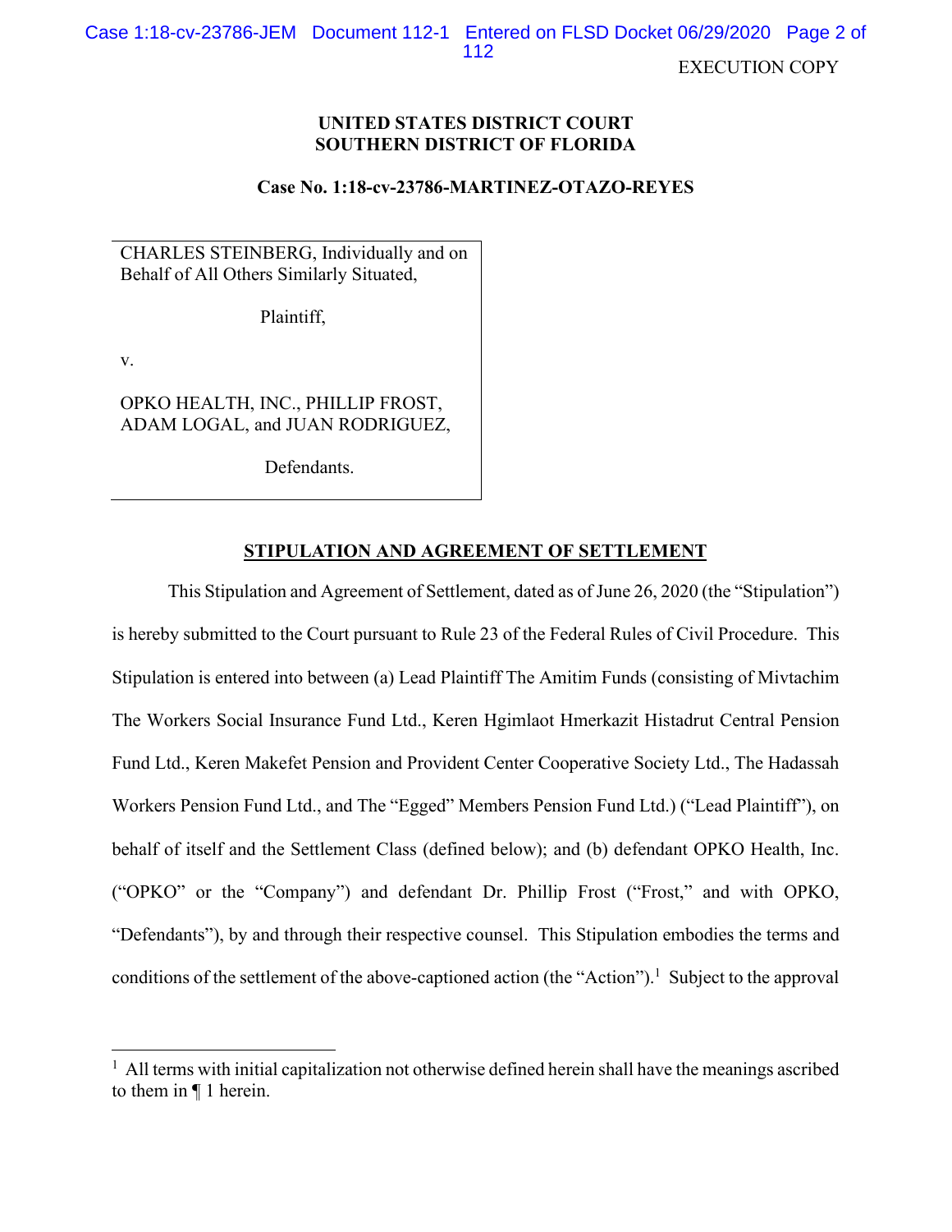EXECUTION COPY

**UNITED STATES DISTRICT COURT**
**SOUTHERN DISTRICT OF FLORIDA**

**Case No. 1:18-cv-23786-MARTINEZ-OTAZO-REYES**

CHARLES STEINBERG, Individually and on Behalf of All Others Similarly Situated,

Plaintiff,

v.

OPKO HEALTH, INC., PHILLIP FROST, ADAM LOGAL, and JUAN RODRIGUEZ,

Defendants.

## STIPULATION AND AGREEMENT OF SETTLEMENT

This Stipulation and Agreement of Settlement, dated as of June 26, 2020 (the "Stipulation") is hereby submitted to the Court pursuant to Rule 23 of the Federal Rules of Civil Procedure. This Stipulation is entered into between (a) Lead Plaintiff The Amitim Funds (consisting of Mivtachim The Workers Social Insurance Fund Ltd., Keren Hgimlaot Hmerkazit Histadrut Central Pension Fund Ltd., Keren Makefet Pension and Provident Center Cooperative Society Ltd., The Hadassah Workers Pension Fund Ltd., and The "Egged" Members Pension Fund Ltd.) ("Lead Plaintiff"), on behalf of itself and the Settlement Class (defined below); and (b) defendant OPKO Health, Inc. ("OPKO" or the "Company") and defendant Dr. Phillip Frost ("Frost," and with OPKO, "Defendants"), by and through their respective counsel. This Stipulation embodies the terms and conditions of the settlement of the above-captioned action (the "Action").[1] Subject to the approval

[1] All terms with initial capitalization not otherwise defined herein shall have the meanings ascribed to them in ¶ 1 herein.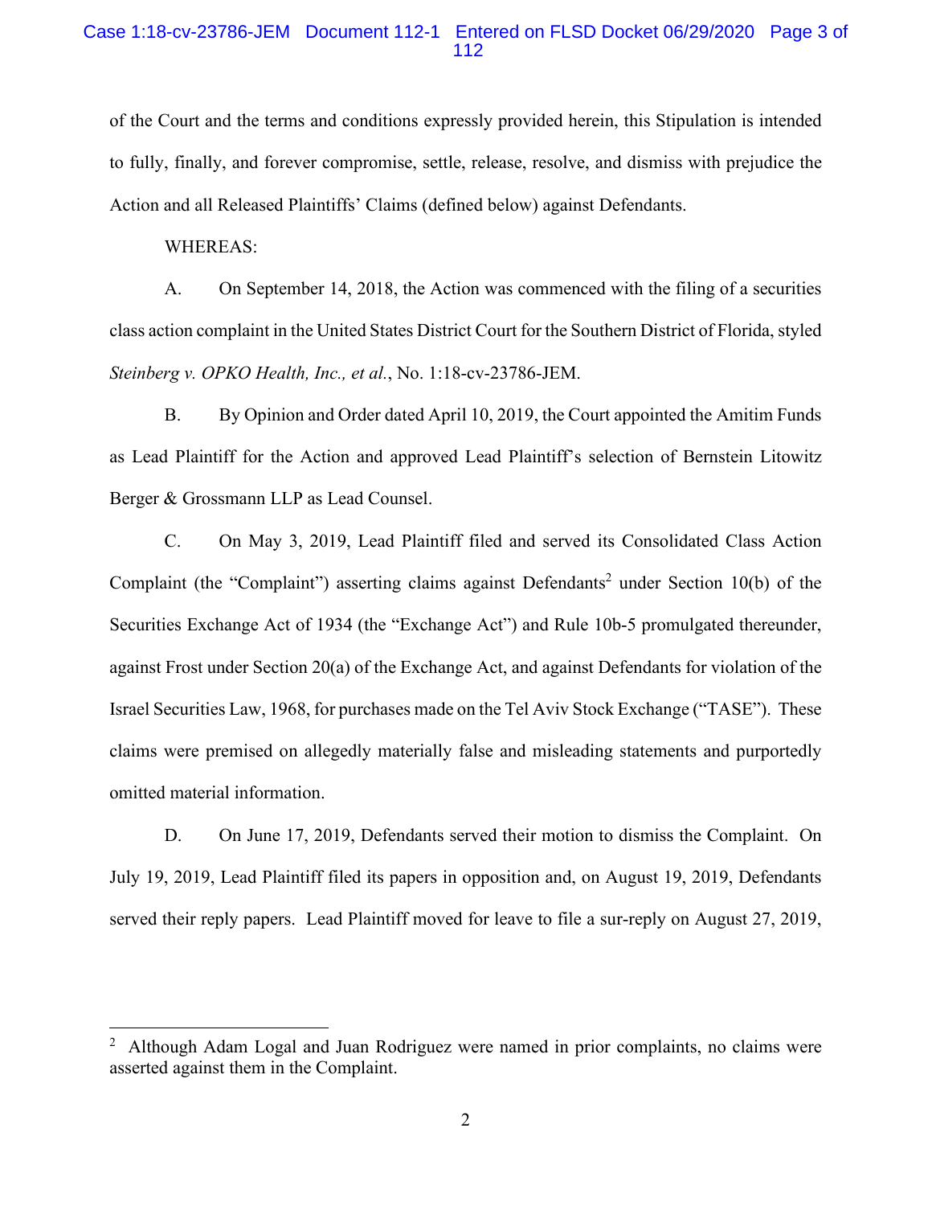of the Court and the terms and conditions expressly provided herein, this Stipulation is intended to fully, finally, and forever compromise, settle, release, resolve, and dismiss with prejudice the Action and all Released Plaintiffs' Claims (defined below) against Defendants.

WHEREAS:

A. On September 14, 2018, the Action was commenced with the filing of a securities class action complaint in the United States District Court for the Southern District of Florida, styled *Steinberg v. OPKO Health, Inc., et al.*, No. 1:18-cv-23786-JEM.

B. By Opinion and Order dated April 10, 2019, the Court appointed the Amitim Funds as Lead Plaintiff for the Action and approved Lead Plaintiff's selection of Bernstein Litowitz Berger & Grossmann LLP as Lead Counsel.

C. On May 3, 2019, Lead Plaintiff filed and served its Consolidated Class Action Complaint (the "Complaint") asserting claims against Defendants[2] under Section 10(b) of the Securities Exchange Act of 1934 (the "Exchange Act") and Rule 10b-5 promulgated thereunder, against Frost under Section 20(a) of the Exchange Act, and against Defendants for violation of the Israel Securities Law, 1968, for purchases made on the Tel Aviv Stock Exchange ("TASE"). These claims were premised on allegedly materially false and misleading statements and purportedly omitted material information.

D. On June 17, 2019, Defendants served their motion to dismiss the Complaint. On July 19, 2019, Lead Plaintiff filed its papers in opposition and, on August 19, 2019, Defendants served their reply papers. Lead Plaintiff moved for leave to file a sur-reply on August 27, 2019,

[2] Although Adam Logal and Juan Rodriguez were named in prior complaints, no claims were asserted against them in the Complaint.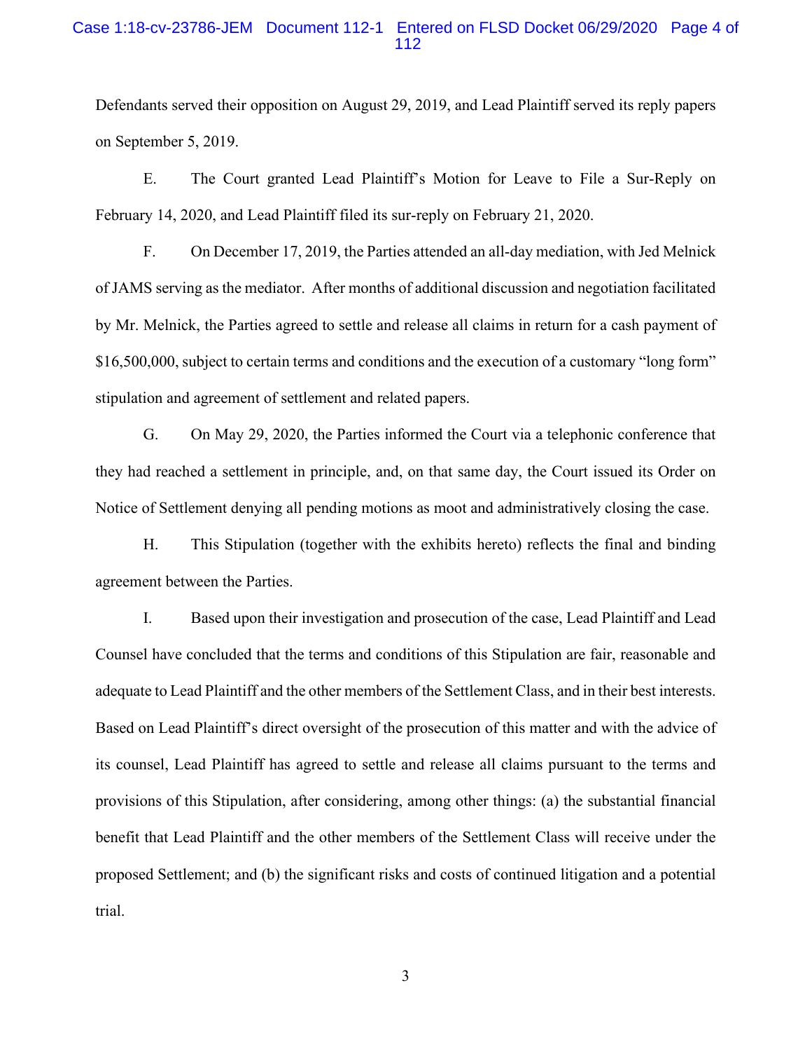Defendants served their opposition on August 29, 2019, and Lead Plaintiff served its reply papers on September 5, 2019.

E. The Court granted Lead Plaintiff's Motion for Leave to File a Sur-Reply on February 14, 2020, and Lead Plaintiff filed its sur-reply on February 21, 2020.

F. On December 17, 2019, the Parties attended an all-day mediation, with Jed Melnick of JAMS serving as the mediator. After months of additional discussion and negotiation facilitated by Mr. Melnick, the Parties agreed to settle and release all claims in return for a cash payment of $16,500,000, subject to certain terms and conditions and the execution of a customary "long form" stipulation and agreement of settlement and related papers.

G. On May 29, 2020, the Parties informed the Court via a telephonic conference that they had reached a settlement in principle, and, on that same day, the Court issued its Order on Notice of Settlement denying all pending motions as moot and administratively closing the case.

H. This Stipulation (together with the exhibits hereto) reflects the final and binding agreement between the Parties.

I. Based upon their investigation and prosecution of the case, Lead Plaintiff and Lead Counsel have concluded that the terms and conditions of this Stipulation are fair, reasonable and adequate to Lead Plaintiff and the other members of the Settlement Class, and in their best interests. Based on Lead Plaintiff's direct oversight of the prosecution of this matter and with the advice of its counsel, Lead Plaintiff has agreed to settle and release all claims pursuant to the terms and provisions of this Stipulation, after considering, among other things: (a) the substantial financial benefit that Lead Plaintiff and the other members of the Settlement Class will receive under the proposed Settlement; and (b) the significant risks and costs of continued litigation and a potential trial.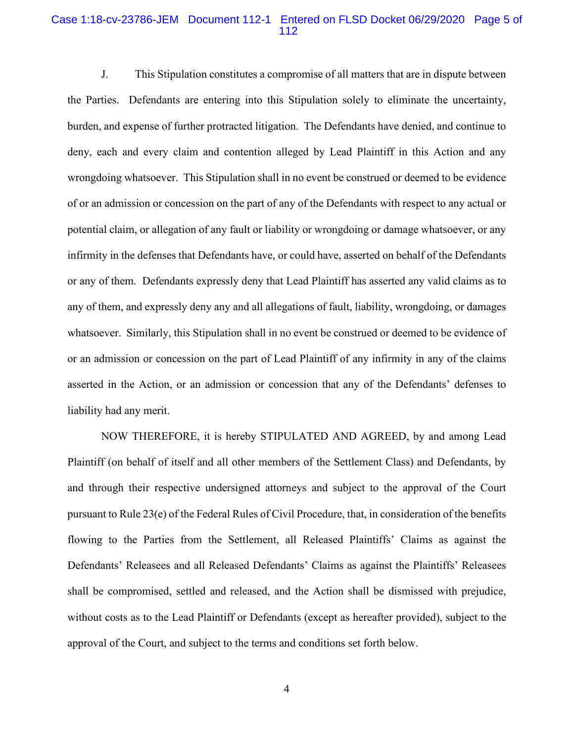J. This Stipulation constitutes a compromise of all matters that are in dispute between the Parties. Defendants are entering into this Stipulation solely to eliminate the uncertainty, burden, and expense of further protracted litigation. The Defendants have denied, and continue to deny, each and every claim and contention alleged by Lead Plaintiff in this Action and any wrongdoing whatsoever. This Stipulation shall in no event be construed or deemed to be evidence of or an admission or concession on the part of any of the Defendants with respect to any actual or potential claim, or allegation of any fault or liability or wrongdoing or damage whatsoever, or any infirmity in the defenses that Defendants have, or could have, asserted on behalf of the Defendants or any of them. Defendants expressly deny that Lead Plaintiff has asserted any valid claims as to any of them, and expressly deny any and all allegations of fault, liability, wrongdoing, or damages whatsoever. Similarly, this Stipulation shall in no event be construed or deemed to be evidence of or an admission or concession on the part of Lead Plaintiff of any infirmity in any of the claims asserted in the Action, or an admission or concession that any of the Defendants' defenses to liability had any merit.

NOW THEREFORE, it is hereby STIPULATED AND AGREED, by and among Lead Plaintiff (on behalf of itself and all other members of the Settlement Class) and Defendants, by and through their respective undersigned attorneys and subject to the approval of the Court pursuant to Rule 23(e) of the Federal Rules of Civil Procedure, that, in consideration of the benefits flowing to the Parties from the Settlement, all Released Plaintiffs' Claims as against the Defendants' Releasees and all Released Defendants' Claims as against the Plaintiffs' Releasees shall be compromised, settled and released, and the Action shall be dismissed with prejudice, without costs as to the Lead Plaintiff or Defendants (except as hereafter provided), subject to the approval of the Court, and subject to the terms and conditions set forth below.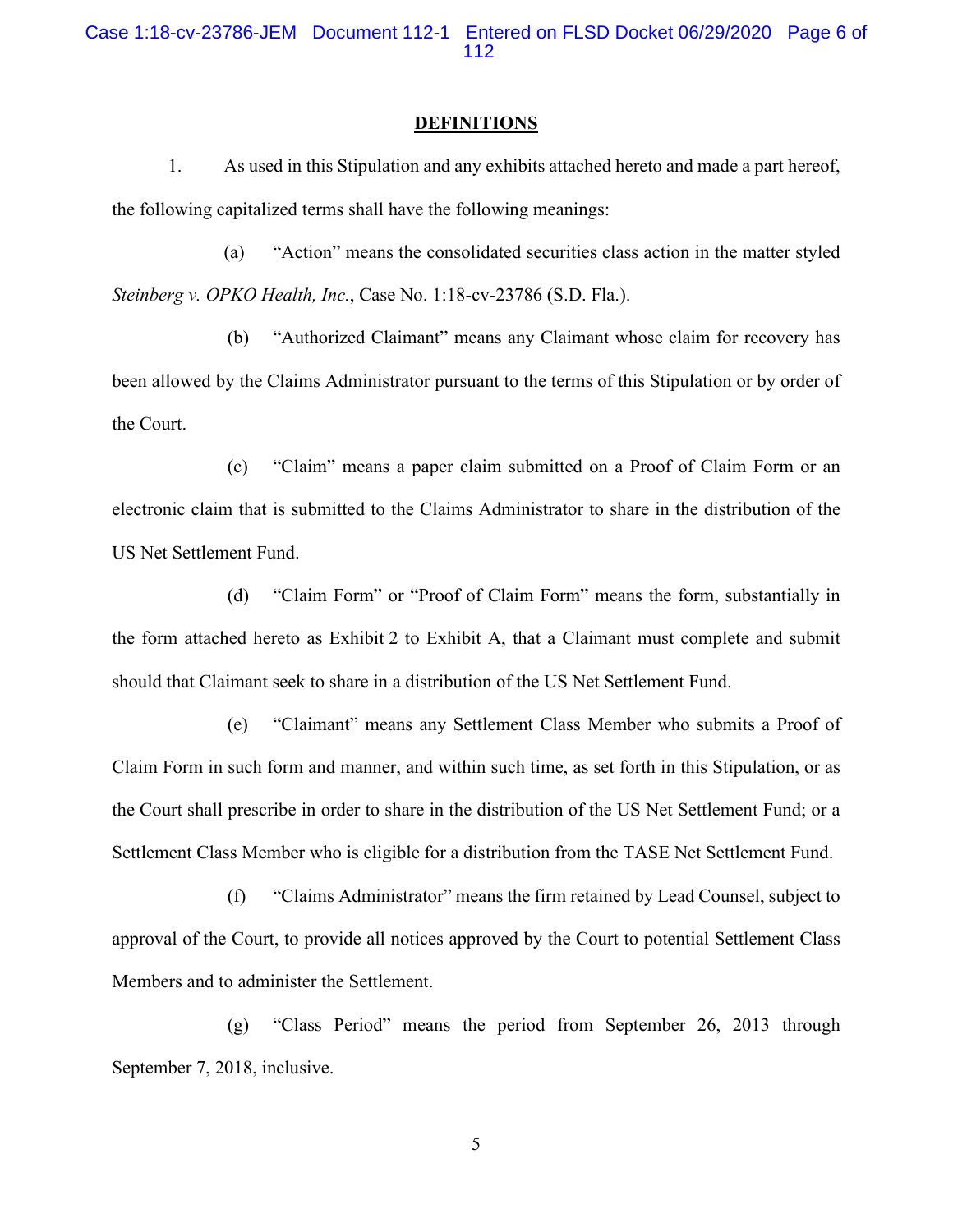## DEFINITIONS

1. As used in this Stipulation and any exhibits attached hereto and made a part hereof, the following capitalized terms shall have the following meanings:

(a) "Action" means the consolidated securities class action in the matter styled *Steinberg v. OPKO Health, Inc.*, Case No. 1:18-cv-23786 (S.D. Fla.).

(b) "Authorized Claimant" means any Claimant whose claim for recovery has been allowed by the Claims Administrator pursuant to the terms of this Stipulation or by order of the Court.

(c) "Claim" means a paper claim submitted on a Proof of Claim Form or an electronic claim that is submitted to the Claims Administrator to share in the distribution of the US Net Settlement Fund.

(d) "Claim Form" or "Proof of Claim Form" means the form, substantially in the form attached hereto as Exhibit 2 to Exhibit A, that a Claimant must complete and submit should that Claimant seek to share in a distribution of the US Net Settlement Fund.

(e) "Claimant" means any Settlement Class Member who submits a Proof of Claim Form in such form and manner, and within such time, as set forth in this Stipulation, or as the Court shall prescribe in order to share in the distribution of the US Net Settlement Fund; or a Settlement Class Member who is eligible for a distribution from the TASE Net Settlement Fund.

(f) "Claims Administrator" means the firm retained by Lead Counsel, subject to approval of the Court, to provide all notices approved by the Court to potential Settlement Class Members and to administer the Settlement.

(g) "Class Period" means the period from September 26, 2013 through September 7, 2018, inclusive.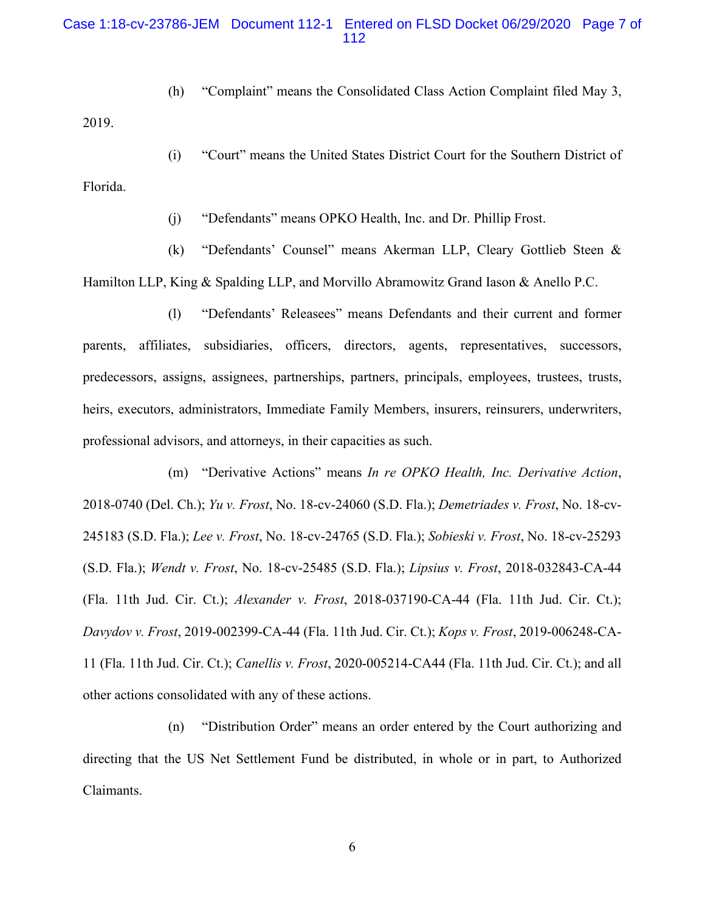(h) "Complaint" means the Consolidated Class Action Complaint filed May 3, 2019.

(i) "Court" means the United States District Court for the Southern District of Florida.

(j) "Defendants" means OPKO Health, Inc. and Dr. Phillip Frost.

(k) "Defendants' Counsel" means Akerman LLP, Cleary Gottlieb Steen & Hamilton LLP, King & Spalding LLP, and Morvillo Abramowitz Grand Iason & Anello P.C.

(l) "Defendants' Releasees" means Defendants and their current and former parents, affiliates, subsidiaries, officers, directors, agents, representatives, successors, predecessors, assigns, assignees, partnerships, partners, principals, employees, trustees, trusts, heirs, executors, administrators, Immediate Family Members, insurers, reinsurers, underwriters, professional advisors, and attorneys, in their capacities as such.

(m) "Derivative Actions" means *In re OPKO Health, Inc. Derivative Action*, 2018-0740 (Del. Ch.); *Yu v. Frost*, No. 18-cv-24060 (S.D. Fla.); *Demetriades v. Frost*, No. 18-cv-245183 (S.D. Fla.); *Lee v. Frost*, No. 18-cv-24765 (S.D. Fla.); *Sobieski v. Frost*, No. 18-cv-25293 (S.D. Fla.); *Wendt v. Frost*, No. 18-cv-25485 (S.D. Fla.); *Lipsius v. Frost*, 2018-032843-CA-44 (Fla. 11th Jud. Cir. Ct.); *Alexander v. Frost*, 2018-037190-CA-44 (Fla. 11th Jud. Cir. Ct.); *Davydov v. Frost*, 2019-002399-CA-44 (Fla. 11th Jud. Cir. Ct.); *Kops v. Frost*, 2019-006248-CA-11 (Fla. 11th Jud. Cir. Ct.); *Canellis v. Frost*, 2020-005214-CA44 (Fla. 11th Jud. Cir. Ct.); and all other actions consolidated with any of these actions.

(n) "Distribution Order" means an order entered by the Court authorizing and directing that the US Net Settlement Fund be distributed, in whole or in part, to Authorized Claimants.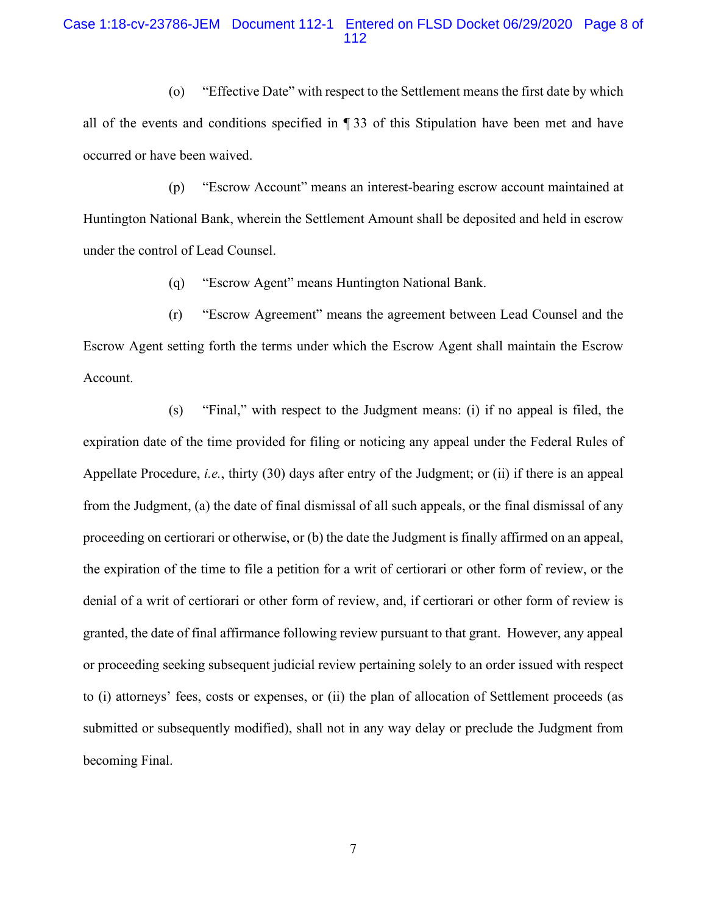(o) "Effective Date" with respect to the Settlement means the first date by which all of the events and conditions specified in ¶ 33 of this Stipulation have been met and have occurred or have been waived.

(p) "Escrow Account" means an interest-bearing escrow account maintained at Huntington National Bank, wherein the Settlement Amount shall be deposited and held in escrow under the control of Lead Counsel.

(q) "Escrow Agent" means Huntington National Bank.

(r) "Escrow Agreement" means the agreement between Lead Counsel and the Escrow Agent setting forth the terms under which the Escrow Agent shall maintain the Escrow Account.

(s) "Final," with respect to the Judgment means: (i) if no appeal is filed, the expiration date of the time provided for filing or noticing any appeal under the Federal Rules of Appellate Procedure, *i.e.*, thirty (30) days after entry of the Judgment; or (ii) if there is an appeal from the Judgment, (a) the date of final dismissal of all such appeals, or the final dismissal of any proceeding on certiorari or otherwise, or (b) the date the Judgment is finally affirmed on an appeal, the expiration of the time to file a petition for a writ of certiorari or other form of review, or the denial of a writ of certiorari or other form of review, and, if certiorari or other form of review is granted, the date of final affirmance following review pursuant to that grant. However, any appeal or proceeding seeking subsequent judicial review pertaining solely to an order issued with respect to (i) attorneys' fees, costs or expenses, or (ii) the plan of allocation of Settlement proceeds (as submitted or subsequently modified), shall not in any way delay or preclude the Judgment from becoming Final.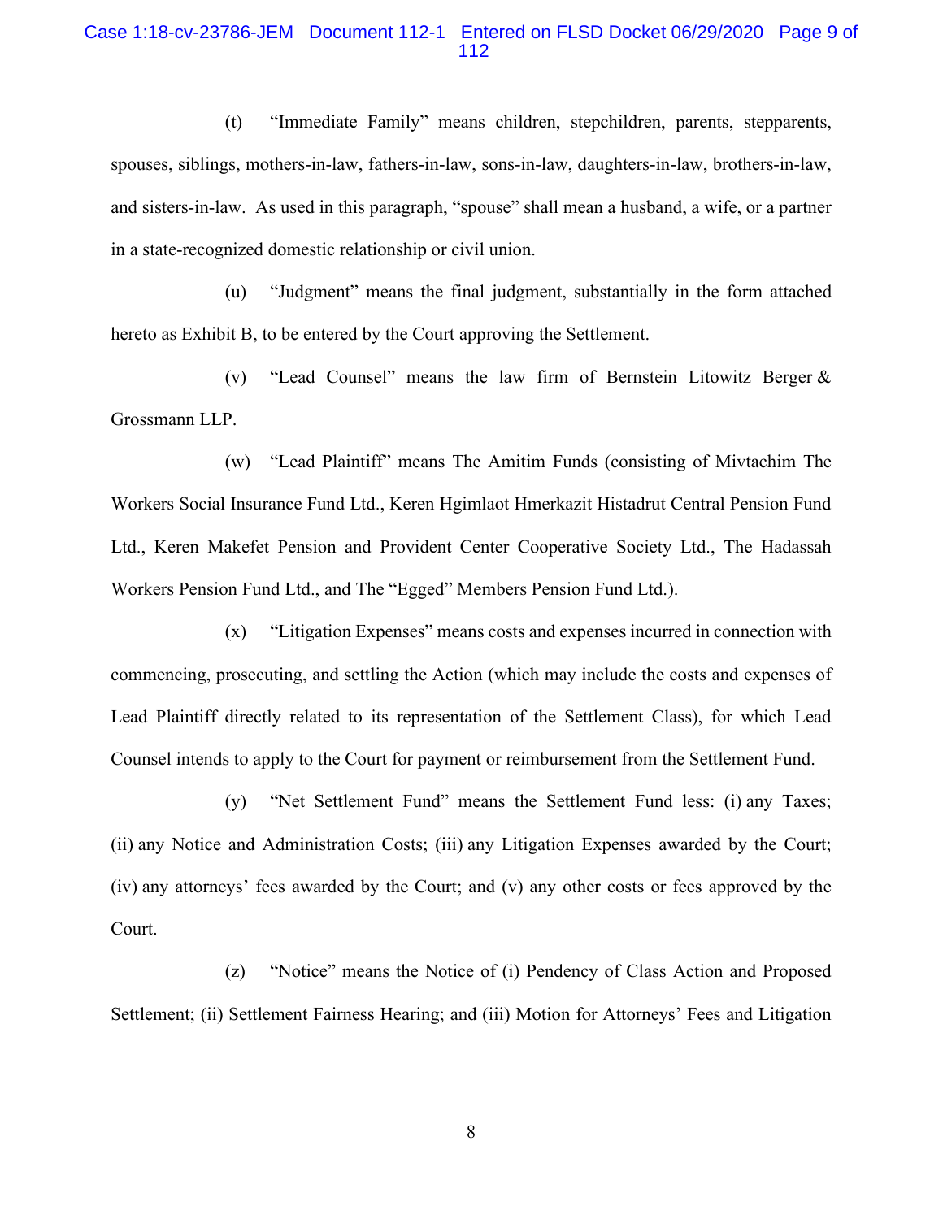(t) "Immediate Family" means children, stepchildren, parents, stepparents, spouses, siblings, mothers-in-law, fathers-in-law, sons-in-law, daughters-in-law, brothers-in-law, and sisters-in-law. As used in this paragraph, "spouse" shall mean a husband, a wife, or a partner in a state-recognized domestic relationship or civil union.

(u) "Judgment" means the final judgment, substantially in the form attached hereto as Exhibit B, to be entered by the Court approving the Settlement.

(v) "Lead Counsel" means the law firm of Bernstein Litowitz Berger & Grossmann LLP.

(w) "Lead Plaintiff" means The Amitim Funds (consisting of Mivtachim The Workers Social Insurance Fund Ltd., Keren Hgimlaot Hmerkazit Histadrut Central Pension Fund Ltd., Keren Makefet Pension and Provident Center Cooperative Society Ltd., The Hadassah Workers Pension Fund Ltd., and The "Egged" Members Pension Fund Ltd.).

(x) "Litigation Expenses" means costs and expenses incurred in connection with commencing, prosecuting, and settling the Action (which may include the costs and expenses of Lead Plaintiff directly related to its representation of the Settlement Class), for which Lead Counsel intends to apply to the Court for payment or reimbursement from the Settlement Fund.

(y) "Net Settlement Fund" means the Settlement Fund less: (i) any Taxes; (ii) any Notice and Administration Costs; (iii) any Litigation Expenses awarded by the Court; (iv) any attorneys' fees awarded by the Court; and (v) any other costs or fees approved by the Court.

(z) "Notice" means the Notice of (i) Pendency of Class Action and Proposed Settlement; (ii) Settlement Fairness Hearing; and (iii) Motion for Attorneys' Fees and Litigation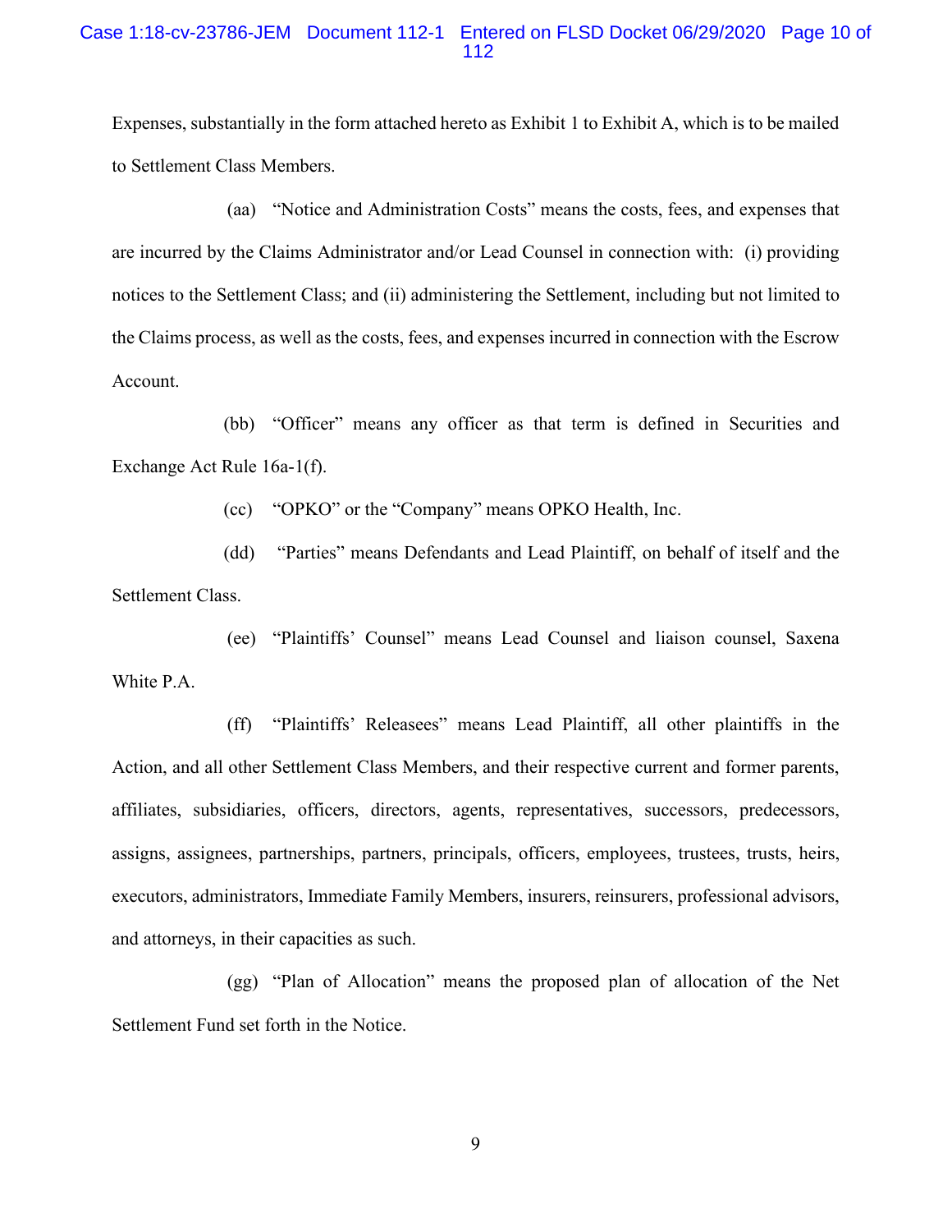Expenses, substantially in the form attached hereto as Exhibit 1 to Exhibit A, which is to be mailed to Settlement Class Members.

(aa) "Notice and Administration Costs" means the costs, fees, and expenses that are incurred by the Claims Administrator and/or Lead Counsel in connection with: (i) providing notices to the Settlement Class; and (ii) administering the Settlement, including but not limited to the Claims process, as well as the costs, fees, and expenses incurred in connection with the Escrow Account.

(bb) "Officer" means any officer as that term is defined in Securities and Exchange Act Rule 16a-1(f).

(cc) "OPKO" or the "Company" means OPKO Health, Inc.

(dd) "Parties" means Defendants and Lead Plaintiff, on behalf of itself and the Settlement Class.

(ee) "Plaintiffs' Counsel" means Lead Counsel and liaison counsel, Saxena White P.A.

(ff) "Plaintiffs' Releasees" means Lead Plaintiff, all other plaintiffs in the Action, and all other Settlement Class Members, and their respective current and former parents, affiliates, subsidiaries, officers, directors, agents, representatives, successors, predecessors, assigns, assignees, partnerships, partners, principals, officers, employees, trustees, trusts, heirs, executors, administrators, Immediate Family Members, insurers, reinsurers, professional advisors, and attorneys, in their capacities as such.

(gg) "Plan of Allocation" means the proposed plan of allocation of the Net Settlement Fund set forth in the Notice.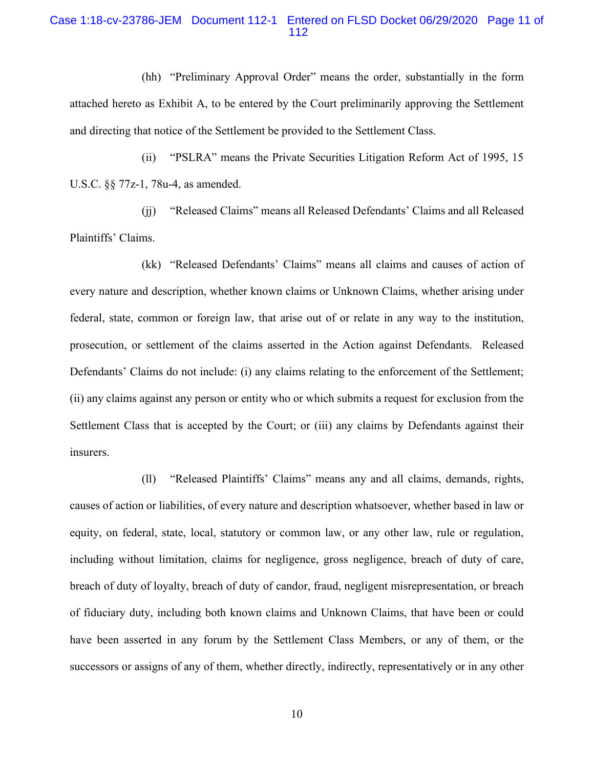(hh) "Preliminary Approval Order" means the order, substantially in the form attached hereto as Exhibit A, to be entered by the Court preliminarily approving the Settlement and directing that notice of the Settlement be provided to the Settlement Class.

(ii) "PSLRA" means the Private Securities Litigation Reform Act of 1995, 15 U.S.C. §§ 77z-1, 78u-4, as amended.

(jj) "Released Claims" means all Released Defendants' Claims and all Released Plaintiffs' Claims.

(kk) "Released Defendants' Claims" means all claims and causes of action of every nature and description, whether known claims or Unknown Claims, whether arising under federal, state, common or foreign law, that arise out of or relate in any way to the institution, prosecution, or settlement of the claims asserted in the Action against Defendants. Released Defendants' Claims do not include: (i) any claims relating to the enforcement of the Settlement; (ii) any claims against any person or entity who or which submits a request for exclusion from the Settlement Class that is accepted by the Court; or (iii) any claims by Defendants against their insurers.

(ll) "Released Plaintiffs' Claims" means any and all claims, demands, rights, causes of action or liabilities, of every nature and description whatsoever, whether based in law or equity, on federal, state, local, statutory or common law, or any other law, rule or regulation, including without limitation, claims for negligence, gross negligence, breach of duty of care, breach of duty of loyalty, breach of duty of candor, fraud, negligent misrepresentation, or breach of fiduciary duty, including both known claims and Unknown Claims, that have been or could have been asserted in any forum by the Settlement Class Members, or any of them, or the successors or assigns of any of them, whether directly, indirectly, representatively or in any other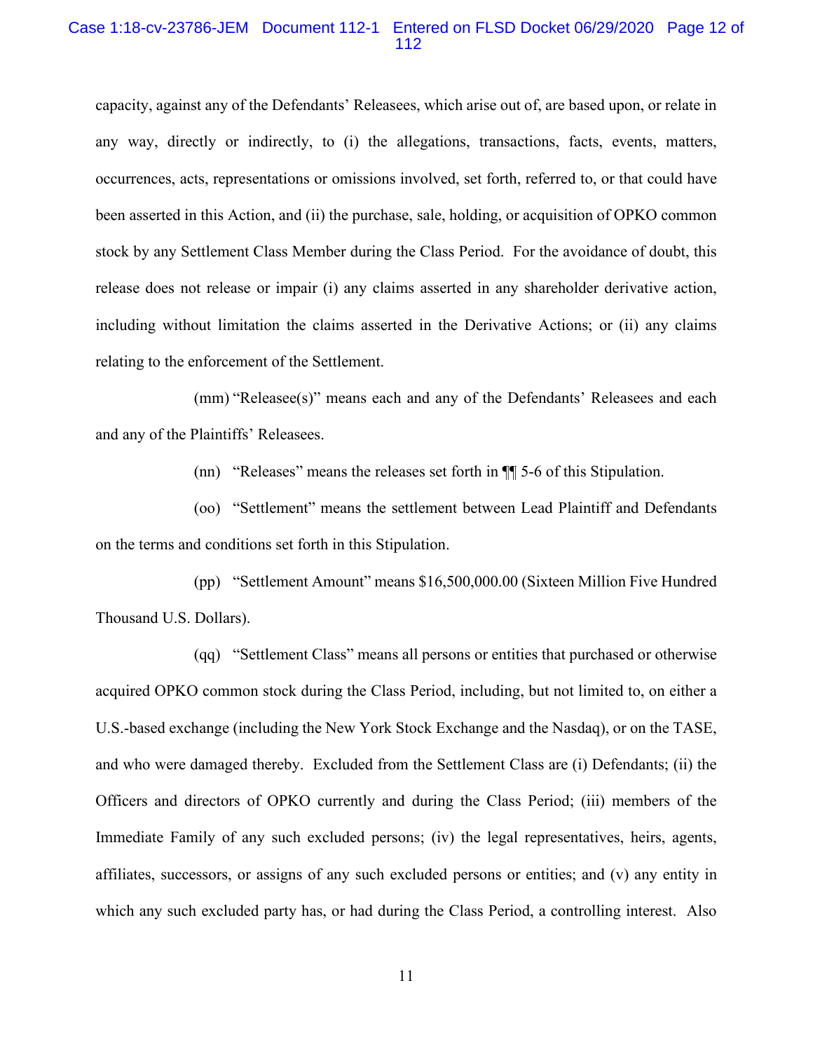capacity, against any of the Defendants' Releasees, which arise out of, are based upon, or relate in any way, directly or indirectly, to (i) the allegations, transactions, facts, events, matters, occurrences, acts, representations or omissions involved, set forth, referred to, or that could have been asserted in this Action, and (ii) the purchase, sale, holding, or acquisition of OPKO common stock by any Settlement Class Member during the Class Period. For the avoidance of doubt, this release does not release or impair (i) any claims asserted in any shareholder derivative action, including without limitation the claims asserted in the Derivative Actions; or (ii) any claims relating to the enforcement of the Settlement.

(mm) "Releasee(s)" means each and any of the Defendants' Releasees and each and any of the Plaintiffs' Releasees.

(nn) "Releases" means the releases set forth in ¶¶ 5-6 of this Stipulation.

(oo) "Settlement" means the settlement between Lead Plaintiff and Defendants on the terms and conditions set forth in this Stipulation.

(pp) "Settlement Amount" means $16,500,000.00 (Sixteen Million Five Hundred Thousand U.S. Dollars).

(qq) "Settlement Class" means all persons or entities that purchased or otherwise acquired OPKO common stock during the Class Period, including, but not limited to, on either a U.S.-based exchange (including the New York Stock Exchange and the Nasdaq), or on the TASE, and who were damaged thereby. Excluded from the Settlement Class are (i) Defendants; (ii) the Officers and directors of OPKO currently and during the Class Period; (iii) members of the Immediate Family of any such excluded persons; (iv) the legal representatives, heirs, agents, affiliates, successors, or assigns of any such excluded persons or entities; and (v) any entity in which any such excluded party has, or had during the Class Period, a controlling interest. Also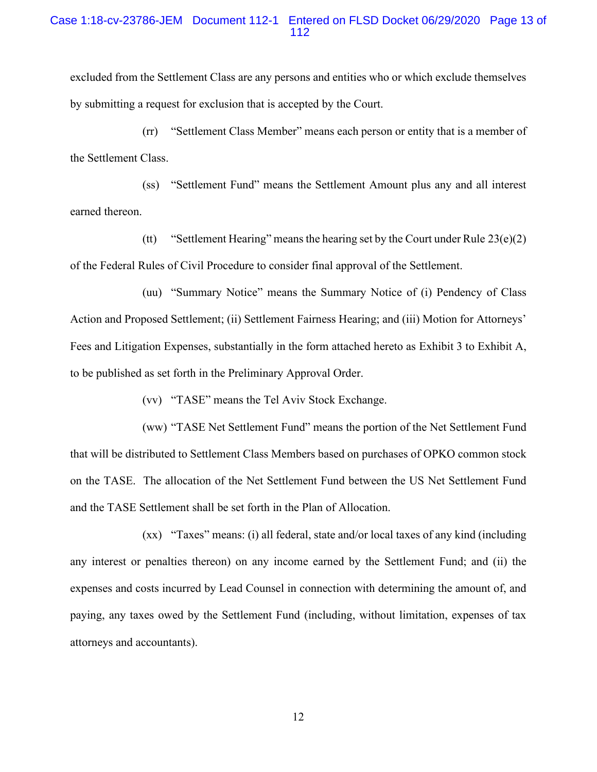excluded from the Settlement Class are any persons and entities who or which exclude themselves by submitting a request for exclusion that is accepted by the Court.

(rr) "Settlement Class Member" means each person or entity that is a member of the Settlement Class.

(ss) "Settlement Fund" means the Settlement Amount plus any and all interest earned thereon.

(tt) "Settlement Hearing" means the hearing set by the Court under Rule 23(e)(2) of the Federal Rules of Civil Procedure to consider final approval of the Settlement.

(uu) "Summary Notice" means the Summary Notice of (i) Pendency of Class Action and Proposed Settlement; (ii) Settlement Fairness Hearing; and (iii) Motion for Attorneys' Fees and Litigation Expenses, substantially in the form attached hereto as Exhibit 3 to Exhibit A, to be published as set forth in the Preliminary Approval Order.

(vv) "TASE" means the Tel Aviv Stock Exchange.

(ww) "TASE Net Settlement Fund" means the portion of the Net Settlement Fund that will be distributed to Settlement Class Members based on purchases of OPKO common stock on the TASE. The allocation of the Net Settlement Fund between the US Net Settlement Fund and the TASE Settlement shall be set forth in the Plan of Allocation.

(xx) "Taxes" means: (i) all federal, state and/or local taxes of any kind (including any interest or penalties thereon) on any income earned by the Settlement Fund; and (ii) the expenses and costs incurred by Lead Counsel in connection with determining the amount of, and paying, any taxes owed by the Settlement Fund (including, without limitation, expenses of tax attorneys and accountants).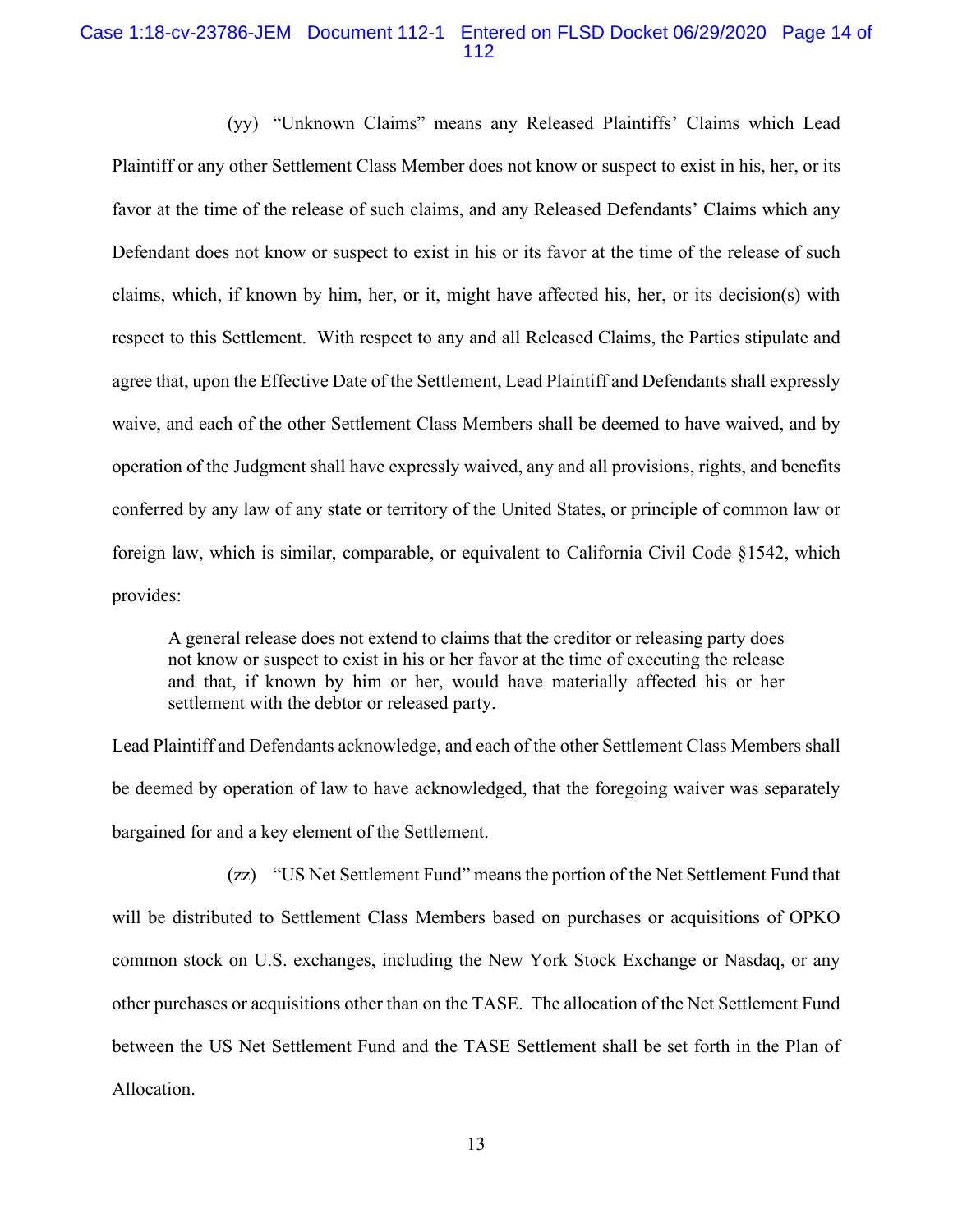(yy) "Unknown Claims" means any Released Plaintiffs' Claims which Lead Plaintiff or any other Settlement Class Member does not know or suspect to exist in his, her, or its favor at the time of the release of such claims, and any Released Defendants' Claims which any Defendant does not know or suspect to exist in his or its favor at the time of the release of such claims, which, if known by him, her, or it, might have affected his, her, or its decision(s) with respect to this Settlement. With respect to any and all Released Claims, the Parties stipulate and agree that, upon the Effective Date of the Settlement, Lead Plaintiff and Defendants shall expressly waive, and each of the other Settlement Class Members shall be deemed to have waived, and by operation of the Judgment shall have expressly waived, any and all provisions, rights, and benefits conferred by any law of any state or territory of the United States, or principle of common law or foreign law, which is similar, comparable, or equivalent to California Civil Code §1542, which provides:

> A general release does not extend to claims that the creditor or releasing party does not know or suspect to exist in his or her favor at the time of executing the release and that, if known by him or her, would have materially affected his or her settlement with the debtor or released party.

Lead Plaintiff and Defendants acknowledge, and each of the other Settlement Class Members shall be deemed by operation of law to have acknowledged, that the foregoing waiver was separately bargained for and a key element of the Settlement.

(zz) "US Net Settlement Fund" means the portion of the Net Settlement Fund that will be distributed to Settlement Class Members based on purchases or acquisitions of OPKO common stock on U.S. exchanges, including the New York Stock Exchange or Nasdaq, or any other purchases or acquisitions other than on the TASE. The allocation of the Net Settlement Fund between the US Net Settlement Fund and the TASE Settlement shall be set forth in the Plan of Allocation.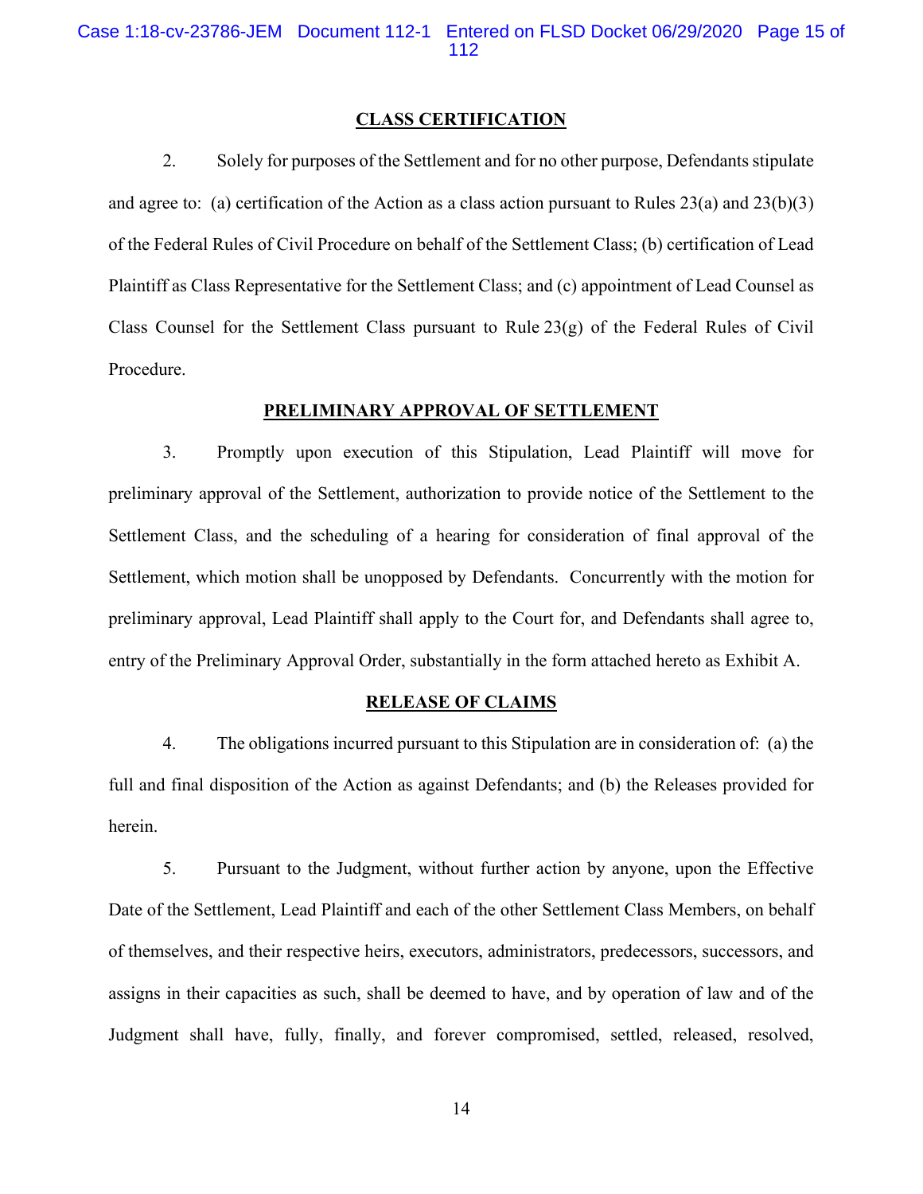## CLASS CERTIFICATION

2. Solely for purposes of the Settlement and for no other purpose, Defendants stipulate and agree to: (a) certification of the Action as a class action pursuant to Rules 23(a) and 23(b)(3) of the Federal Rules of Civil Procedure on behalf of the Settlement Class; (b) certification of Lead Plaintiff as Class Representative for the Settlement Class; and (c) appointment of Lead Counsel as Class Counsel for the Settlement Class pursuant to Rule 23(g) of the Federal Rules of Civil Procedure.

## PRELIMINARY APPROVAL OF SETTLEMENT

3. Promptly upon execution of this Stipulation, Lead Plaintiff will move for preliminary approval of the Settlement, authorization to provide notice of the Settlement to the Settlement Class, and the scheduling of a hearing for consideration of final approval of the Settlement, which motion shall be unopposed by Defendants. Concurrently with the motion for preliminary approval, Lead Plaintiff shall apply to the Court for, and Defendants shall agree to, entry of the Preliminary Approval Order, substantially in the form attached hereto as Exhibit A.

## RELEASE OF CLAIMS

4. The obligations incurred pursuant to this Stipulation are in consideration of: (a) the full and final disposition of the Action as against Defendants; and (b) the Releases provided for herein.

5. Pursuant to the Judgment, without further action by anyone, upon the Effective Date of the Settlement, Lead Plaintiff and each of the other Settlement Class Members, on behalf of themselves, and their respective heirs, executors, administrators, predecessors, successors, and assigns in their capacities as such, shall be deemed to have, and by operation of law and of the Judgment shall have, fully, finally, and forever compromised, settled, released, resolved,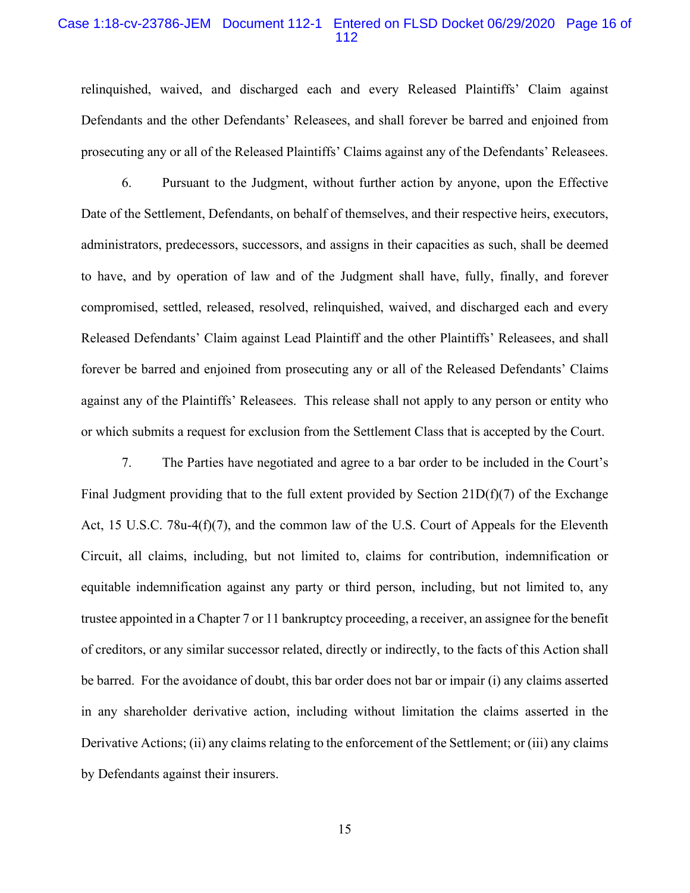relinquished, waived, and discharged each and every Released Plaintiffs' Claim against Defendants and the other Defendants' Releasees, and shall forever be barred and enjoined from prosecuting any or all of the Released Plaintiffs' Claims against any of the Defendants' Releasees.

6. Pursuant to the Judgment, without further action by anyone, upon the Effective Date of the Settlement, Defendants, on behalf of themselves, and their respective heirs, executors, administrators, predecessors, successors, and assigns in their capacities as such, shall be deemed to have, and by operation of law and of the Judgment shall have, fully, finally, and forever compromised, settled, released, resolved, relinquished, waived, and discharged each and every Released Defendants' Claim against Lead Plaintiff and the other Plaintiffs' Releasees, and shall forever be barred and enjoined from prosecuting any or all of the Released Defendants' Claims against any of the Plaintiffs' Releasees. This release shall not apply to any person or entity who or which submits a request for exclusion from the Settlement Class that is accepted by the Court.

7. The Parties have negotiated and agree to a bar order to be included in the Court's Final Judgment providing that to the full extent provided by Section 21D(f)(7) of the Exchange Act, 15 U.S.C. 78u-4(f)(7), and the common law of the U.S. Court of Appeals for the Eleventh Circuit, all claims, including, but not limited to, claims for contribution, indemnification or equitable indemnification against any party or third person, including, but not limited to, any trustee appointed in a Chapter 7 or 11 bankruptcy proceeding, a receiver, an assignee for the benefit of creditors, or any similar successor related, directly or indirectly, to the facts of this Action shall be barred. For the avoidance of doubt, this bar order does not bar or impair (i) any claims asserted in any shareholder derivative action, including without limitation the claims asserted in the Derivative Actions; (ii) any claims relating to the enforcement of the Settlement; or (iii) any claims by Defendants against their insurers.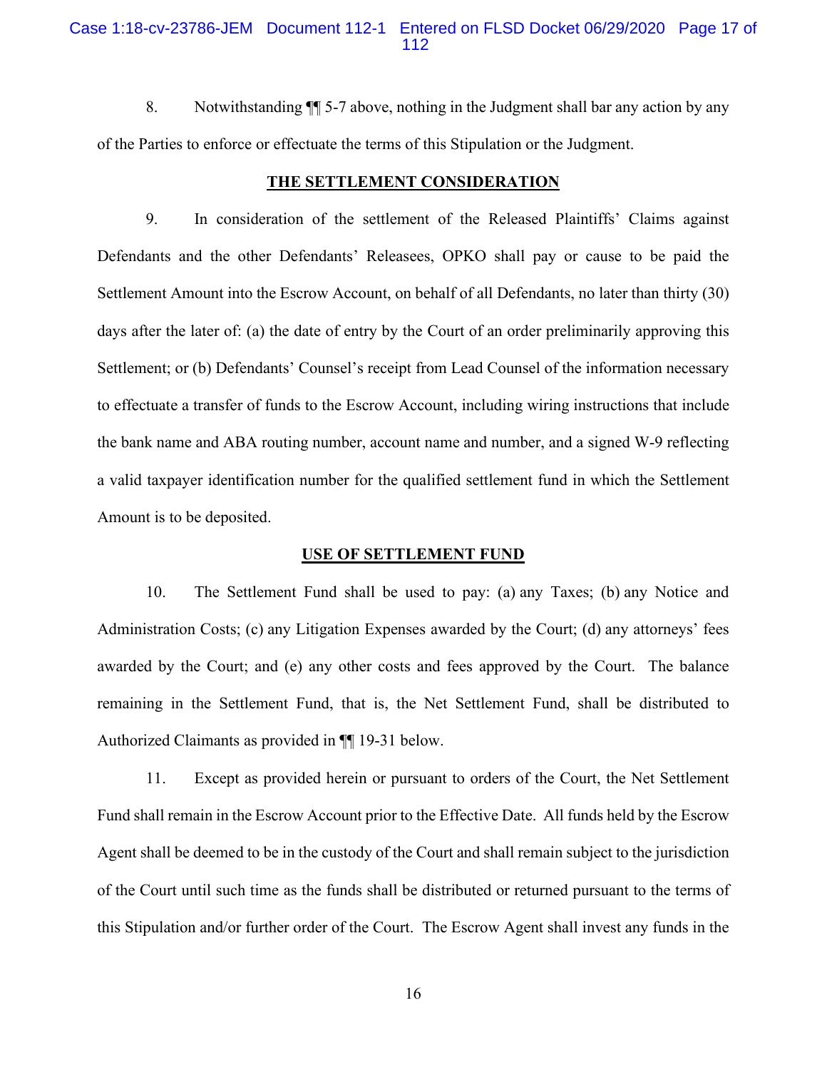8. Notwithstanding ¶¶ 5-7 above, nothing in the Judgment shall bar any action by any of the Parties to enforce or effectuate the terms of this Stipulation or the Judgment.

**THE SETTLEMENT CONSIDERATION**

9. In consideration of the settlement of the Released Plaintiffs' Claims against Defendants and the other Defendants' Releasees, OPKO shall pay or cause to be paid the Settlement Amount into the Escrow Account, on behalf of all Defendants, no later than thirty (30) days after the later of: (a) the date of entry by the Court of an order preliminarily approving this Settlement; or (b) Defendants' Counsel's receipt from Lead Counsel of the information necessary to effectuate a transfer of funds to the Escrow Account, including wiring instructions that include the bank name and ABA routing number, account name and number, and a signed W-9 reflecting a valid taxpayer identification number for the qualified settlement fund in which the Settlement Amount is to be deposited.

**USE OF SETTLEMENT FUND**

10. The Settlement Fund shall be used to pay: (a) any Taxes; (b) any Notice and Administration Costs; (c) any Litigation Expenses awarded by the Court; (d) any attorneys' fees awarded by the Court; and (e) any other costs and fees approved by the Court. The balance remaining in the Settlement Fund, that is, the Net Settlement Fund, shall be distributed to Authorized Claimants as provided in ¶¶ 19-31 below.

11. Except as provided herein or pursuant to orders of the Court, the Net Settlement Fund shall remain in the Escrow Account prior to the Effective Date. All funds held by the Escrow Agent shall be deemed to be in the custody of the Court and shall remain subject to the jurisdiction of the Court until such time as the funds shall be distributed or returned pursuant to the terms of this Stipulation and/or further order of the Court. The Escrow Agent shall invest any funds in the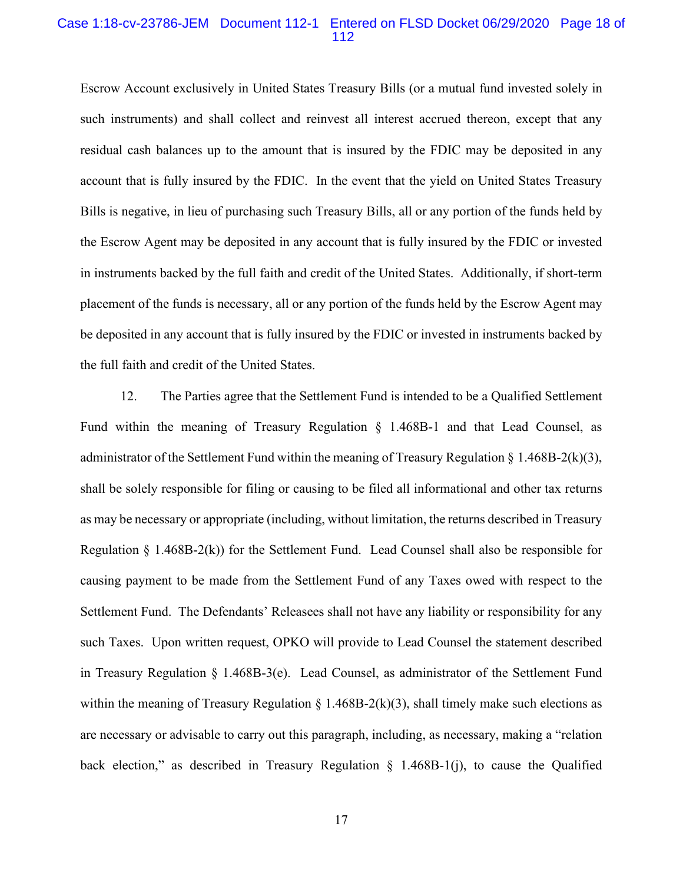Escrow Account exclusively in United States Treasury Bills (or a mutual fund invested solely in such instruments) and shall collect and reinvest all interest accrued thereon, except that any residual cash balances up to the amount that is insured by the FDIC may be deposited in any account that is fully insured by the FDIC. In the event that the yield on United States Treasury Bills is negative, in lieu of purchasing such Treasury Bills, all or any portion of the funds held by the Escrow Agent may be deposited in any account that is fully insured by the FDIC or invested in instruments backed by the full faith and credit of the United States. Additionally, if short-term placement of the funds is necessary, all or any portion of the funds held by the Escrow Agent may be deposited in any account that is fully insured by the FDIC or invested in instruments backed by the full faith and credit of the United States.

12. The Parties agree that the Settlement Fund is intended to be a Qualified Settlement Fund within the meaning of Treasury Regulation § 1.468B-1 and that Lead Counsel, as administrator of the Settlement Fund within the meaning of Treasury Regulation § 1.468B-2(k)(3), shall be solely responsible for filing or causing to be filed all informational and other tax returns as may be necessary or appropriate (including, without limitation, the returns described in Treasury Regulation § 1.468B-2(k)) for the Settlement Fund. Lead Counsel shall also be responsible for causing payment to be made from the Settlement Fund of any Taxes owed with respect to the Settlement Fund. The Defendants' Releasees shall not have any liability or responsibility for any such Taxes. Upon written request, OPKO will provide to Lead Counsel the statement described in Treasury Regulation § 1.468B-3(e). Lead Counsel, as administrator of the Settlement Fund within the meaning of Treasury Regulation § 1.468B-2(k)(3), shall timely make such elections as are necessary or advisable to carry out this paragraph, including, as necessary, making a "relation back election," as described in Treasury Regulation § 1.468B-1(j), to cause the Qualified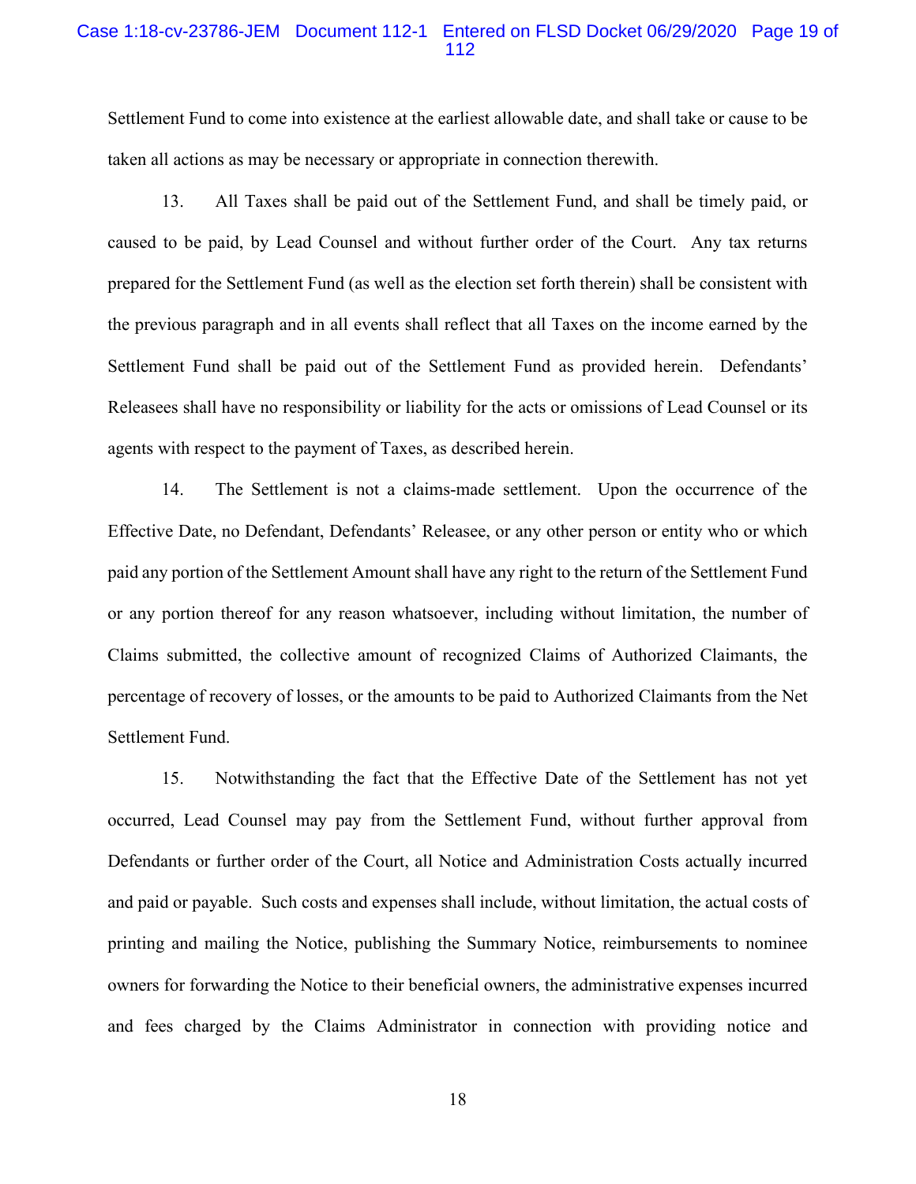Settlement Fund to come into existence at the earliest allowable date, and shall take or cause to be taken all actions as may be necessary or appropriate in connection therewith.

13. All Taxes shall be paid out of the Settlement Fund, and shall be timely paid, or caused to be paid, by Lead Counsel and without further order of the Court. Any tax returns prepared for the Settlement Fund (as well as the election set forth therein) shall be consistent with the previous paragraph and in all events shall reflect that all Taxes on the income earned by the Settlement Fund shall be paid out of the Settlement Fund as provided herein. Defendants' Releasees shall have no responsibility or liability for the acts or omissions of Lead Counsel or its agents with respect to the payment of Taxes, as described herein.

14. The Settlement is not a claims-made settlement. Upon the occurrence of the Effective Date, no Defendant, Defendants' Releasee, or any other person or entity who or which paid any portion of the Settlement Amount shall have any right to the return of the Settlement Fund or any portion thereof for any reason whatsoever, including without limitation, the number of Claims submitted, the collective amount of recognized Claims of Authorized Claimants, the percentage of recovery of losses, or the amounts to be paid to Authorized Claimants from the Net Settlement Fund.

15. Notwithstanding the fact that the Effective Date of the Settlement has not yet occurred, Lead Counsel may pay from the Settlement Fund, without further approval from Defendants or further order of the Court, all Notice and Administration Costs actually incurred and paid or payable. Such costs and expenses shall include, without limitation, the actual costs of printing and mailing the Notice, publishing the Summary Notice, reimbursements to nominee owners for forwarding the Notice to their beneficial owners, the administrative expenses incurred and fees charged by the Claims Administrator in connection with providing notice and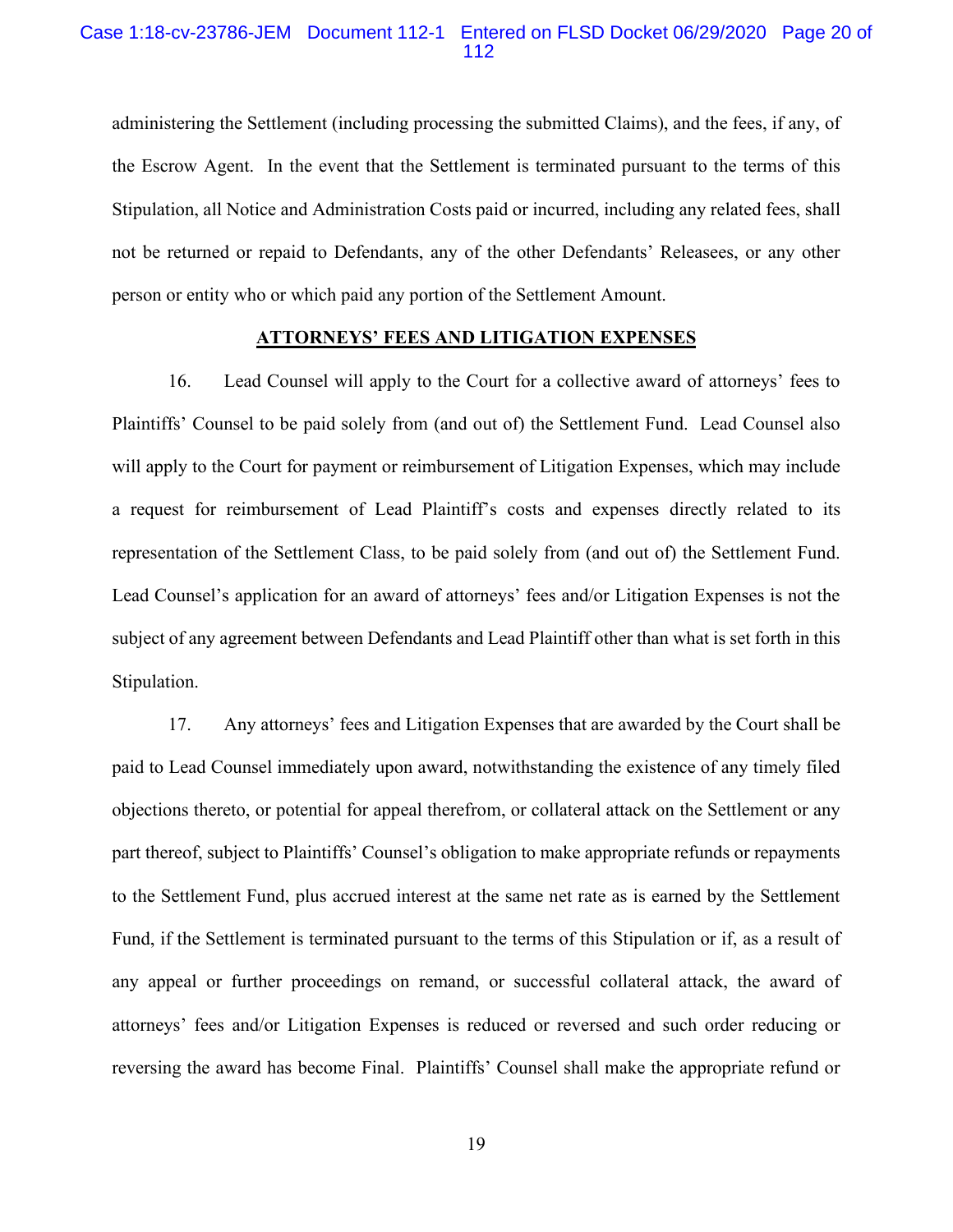administering the Settlement (including processing the submitted Claims), and the fees, if any, of the Escrow Agent. In the event that the Settlement is terminated pursuant to the terms of this Stipulation, all Notice and Administration Costs paid or incurred, including any related fees, shall not be returned or repaid to Defendants, any of the other Defendants' Releasees, or any other person or entity who or which paid any portion of the Settlement Amount.

## ATTORNEYS' FEES AND LITIGATION EXPENSES

16. Lead Counsel will apply to the Court for a collective award of attorneys' fees to Plaintiffs' Counsel to be paid solely from (and out of) the Settlement Fund. Lead Counsel also will apply to the Court for payment or reimbursement of Litigation Expenses, which may include a request for reimbursement of Lead Plaintiff's costs and expenses directly related to its representation of the Settlement Class, to be paid solely from (and out of) the Settlement Fund. Lead Counsel's application for an award of attorneys' fees and/or Litigation Expenses is not the subject of any agreement between Defendants and Lead Plaintiff other than what is set forth in this Stipulation.

17. Any attorneys' fees and Litigation Expenses that are awarded by the Court shall be paid to Lead Counsel immediately upon award, notwithstanding the existence of any timely filed objections thereto, or potential for appeal therefrom, or collateral attack on the Settlement or any part thereof, subject to Plaintiffs' Counsel's obligation to make appropriate refunds or repayments to the Settlement Fund, plus accrued interest at the same net rate as is earned by the Settlement Fund, if the Settlement is terminated pursuant to the terms of this Stipulation or if, as a result of any appeal or further proceedings on remand, or successful collateral attack, the award of attorneys' fees and/or Litigation Expenses is reduced or reversed and such order reducing or reversing the award has become Final. Plaintiffs' Counsel shall make the appropriate refund or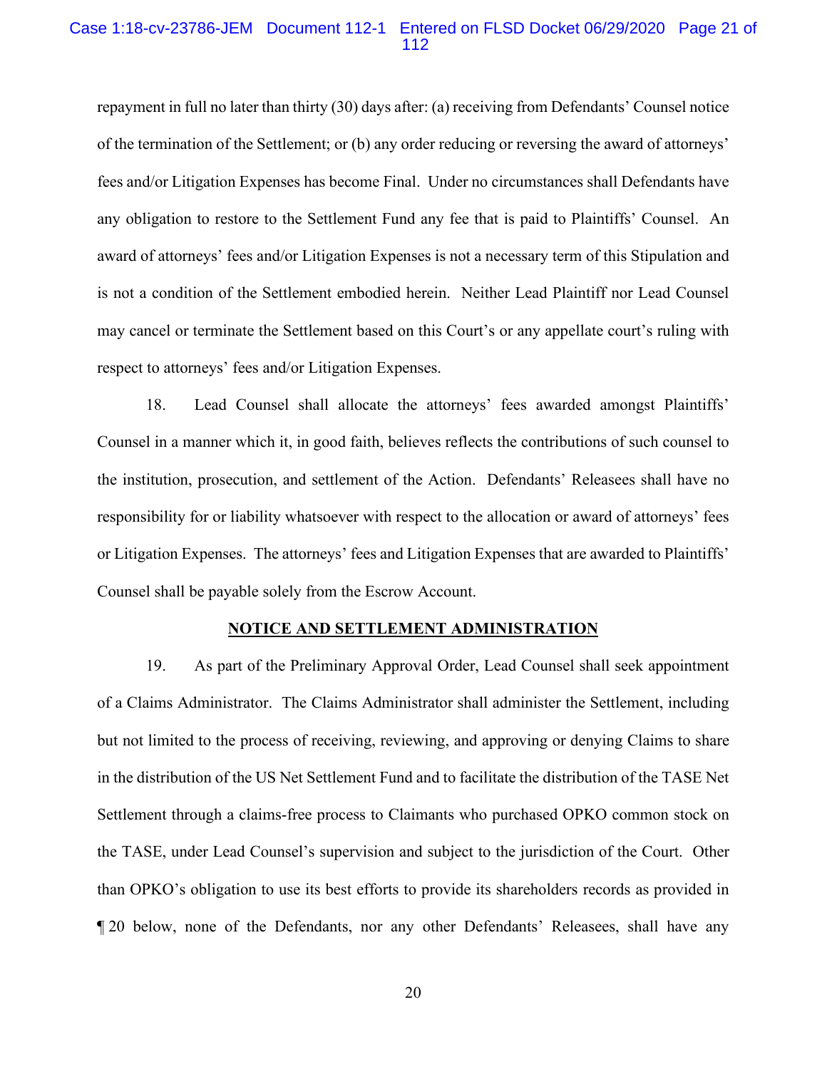repayment in full no later than thirty (30) days after: (a) receiving from Defendants' Counsel notice of the termination of the Settlement; or (b) any order reducing or reversing the award of attorneys' fees and/or Litigation Expenses has become Final. Under no circumstances shall Defendants have any obligation to restore to the Settlement Fund any fee that is paid to Plaintiffs' Counsel. An award of attorneys' fees and/or Litigation Expenses is not a necessary term of this Stipulation and is not a condition of the Settlement embodied herein. Neither Lead Plaintiff nor Lead Counsel may cancel or terminate the Settlement based on this Court's or any appellate court's ruling with respect to attorneys' fees and/or Litigation Expenses.

18. Lead Counsel shall allocate the attorneys' fees awarded amongst Plaintiffs' Counsel in a manner which it, in good faith, believes reflects the contributions of such counsel to the institution, prosecution, and settlement of the Action. Defendants' Releasees shall have no responsibility for or liability whatsoever with respect to the allocation or award of attorneys' fees or Litigation Expenses. The attorneys' fees and Litigation Expenses that are awarded to Plaintiffs' Counsel shall be payable solely from the Escrow Account.

## NOTICE AND SETTLEMENT ADMINISTRATION

19. As part of the Preliminary Approval Order, Lead Counsel shall seek appointment of a Claims Administrator. The Claims Administrator shall administer the Settlement, including but not limited to the process of receiving, reviewing, and approving or denying Claims to share in the distribution of the US Net Settlement Fund and to facilitate the distribution of the TASE Net Settlement through a claims-free process to Claimants who purchased OPKO common stock on the TASE, under Lead Counsel's supervision and subject to the jurisdiction of the Court. Other than OPKO's obligation to use its best efforts to provide its shareholders records as provided in ¶ 20 below, none of the Defendants, nor any other Defendants' Releasees, shall have any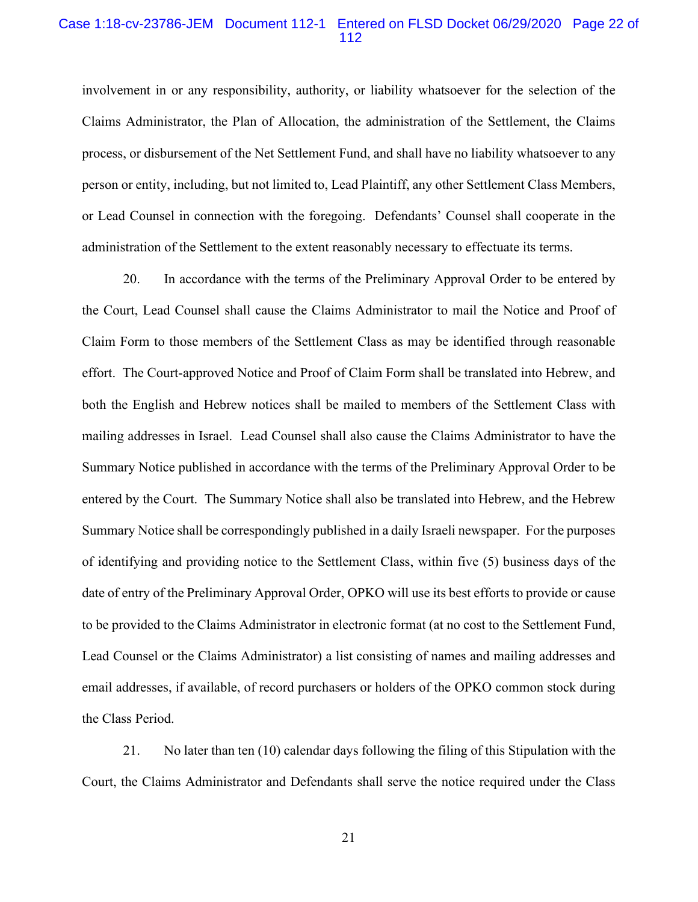involvement in or any responsibility, authority, or liability whatsoever for the selection of the Claims Administrator, the Plan of Allocation, the administration of the Settlement, the Claims process, or disbursement of the Net Settlement Fund, and shall have no liability whatsoever to any person or entity, including, but not limited to, Lead Plaintiff, any other Settlement Class Members, or Lead Counsel in connection with the foregoing. Defendants' Counsel shall cooperate in the administration of the Settlement to the extent reasonably necessary to effectuate its terms.

20. In accordance with the terms of the Preliminary Approval Order to be entered by the Court, Lead Counsel shall cause the Claims Administrator to mail the Notice and Proof of Claim Form to those members of the Settlement Class as may be identified through reasonable effort. The Court-approved Notice and Proof of Claim Form shall be translated into Hebrew, and both the English and Hebrew notices shall be mailed to members of the Settlement Class with mailing addresses in Israel. Lead Counsel shall also cause the Claims Administrator to have the Summary Notice published in accordance with the terms of the Preliminary Approval Order to be entered by the Court. The Summary Notice shall also be translated into Hebrew, and the Hebrew Summary Notice shall be correspondingly published in a daily Israeli newspaper. For the purposes of identifying and providing notice to the Settlement Class, within five (5) business days of the date of entry of the Preliminary Approval Order, OPKO will use its best efforts to provide or cause to be provided to the Claims Administrator in electronic format (at no cost to the Settlement Fund, Lead Counsel or the Claims Administrator) a list consisting of names and mailing addresses and email addresses, if available, of record purchasers or holders of the OPKO common stock during the Class Period.

21. No later than ten (10) calendar days following the filing of this Stipulation with the Court, the Claims Administrator and Defendants shall serve the notice required under the Class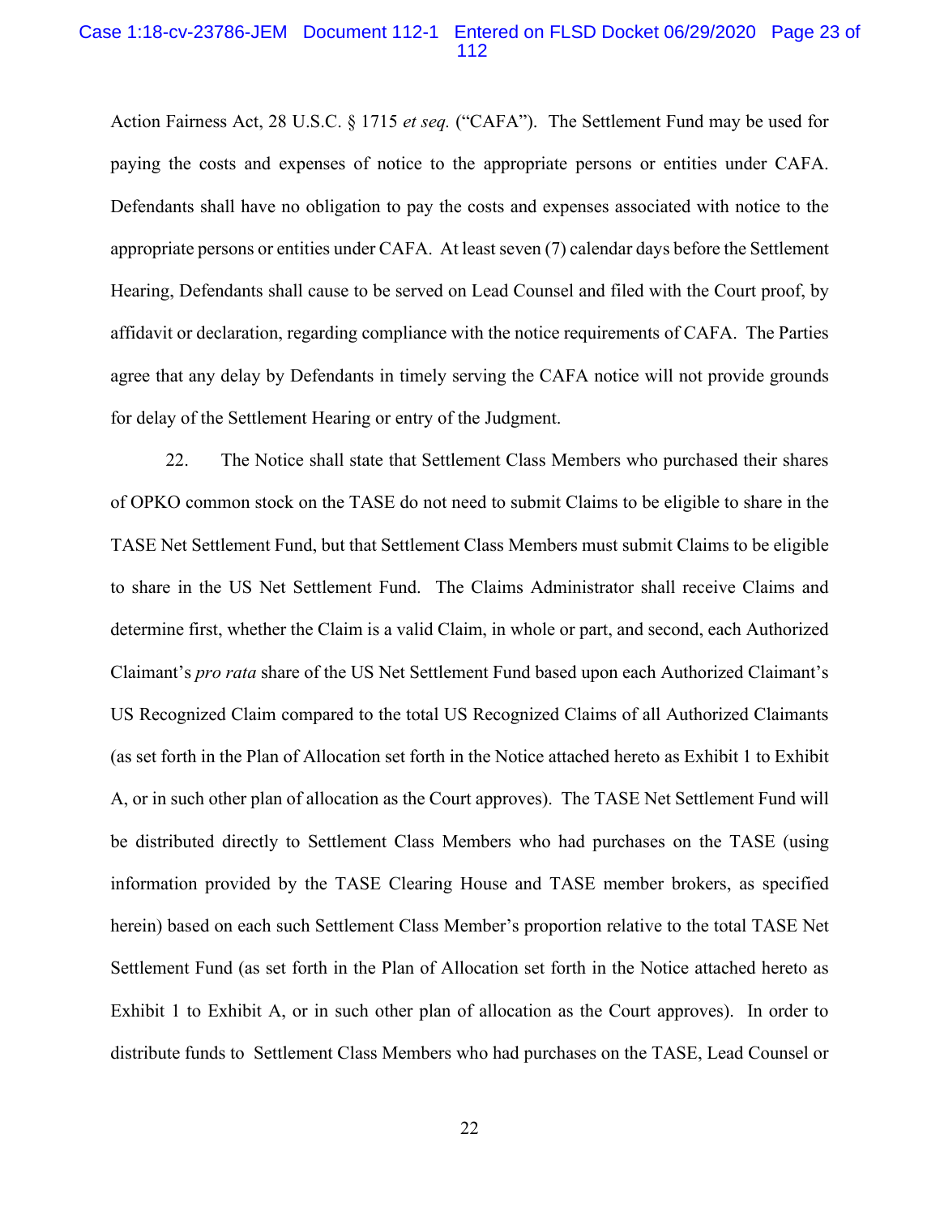Action Fairness Act, 28 U.S.C. § 1715 *et seq.* ("CAFA"). The Settlement Fund may be used for paying the costs and expenses of notice to the appropriate persons or entities under CAFA. Defendants shall have no obligation to pay the costs and expenses associated with notice to the appropriate persons or entities under CAFA. At least seven (7) calendar days before the Settlement Hearing, Defendants shall cause to be served on Lead Counsel and filed with the Court proof, by affidavit or declaration, regarding compliance with the notice requirements of CAFA. The Parties agree that any delay by Defendants in timely serving the CAFA notice will not provide grounds for delay of the Settlement Hearing or entry of the Judgment.

22. The Notice shall state that Settlement Class Members who purchased their shares of OPKO common stock on the TASE do not need to submit Claims to be eligible to share in the TASE Net Settlement Fund, but that Settlement Class Members must submit Claims to be eligible to share in the US Net Settlement Fund. The Claims Administrator shall receive Claims and determine first, whether the Claim is a valid Claim, in whole or part, and second, each Authorized Claimant's *pro rata* share of the US Net Settlement Fund based upon each Authorized Claimant's US Recognized Claim compared to the total US Recognized Claims of all Authorized Claimants (as set forth in the Plan of Allocation set forth in the Notice attached hereto as Exhibit 1 to Exhibit A, or in such other plan of allocation as the Court approves). The TASE Net Settlement Fund will be distributed directly to Settlement Class Members who had purchases on the TASE (using information provided by the TASE Clearing House and TASE member brokers, as specified herein) based on each such Settlement Class Member's proportion relative to the total TASE Net Settlement Fund (as set forth in the Plan of Allocation set forth in the Notice attached hereto as Exhibit 1 to Exhibit A, or in such other plan of allocation as the Court approves). In order to distribute funds to Settlement Class Members who had purchases on the TASE, Lead Counsel or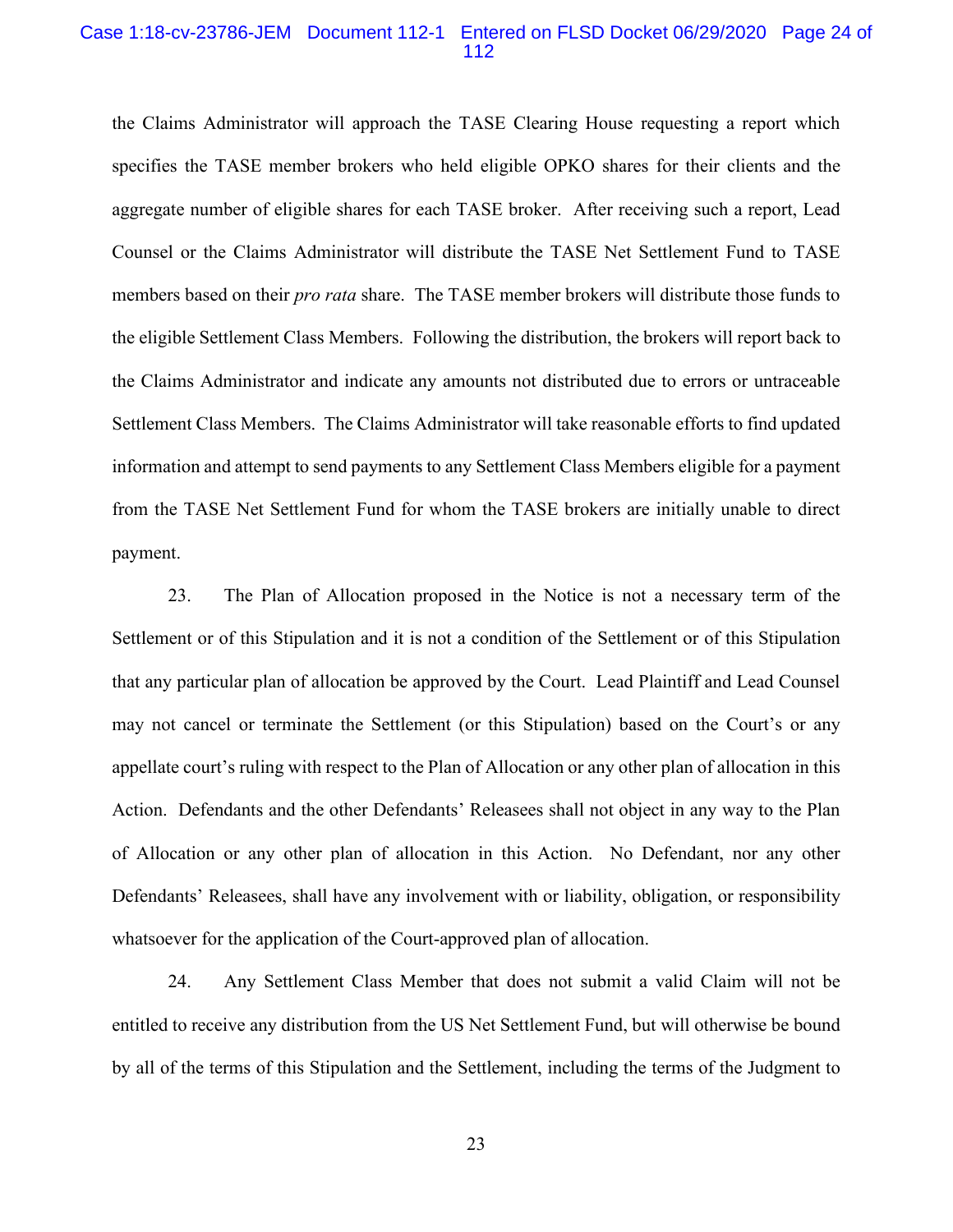the Claims Administrator will approach the TASE Clearing House requesting a report which specifies the TASE member brokers who held eligible OPKO shares for their clients and the aggregate number of eligible shares for each TASE broker. After receiving such a report, Lead Counsel or the Claims Administrator will distribute the TASE Net Settlement Fund to TASE members based on their *pro rata* share. The TASE member brokers will distribute those funds to the eligible Settlement Class Members. Following the distribution, the brokers will report back to the Claims Administrator and indicate any amounts not distributed due to errors or untraceable Settlement Class Members. The Claims Administrator will take reasonable efforts to find updated information and attempt to send payments to any Settlement Class Members eligible for a payment from the TASE Net Settlement Fund for whom the TASE brokers are initially unable to direct payment.

23. The Plan of Allocation proposed in the Notice is not a necessary term of the Settlement or of this Stipulation and it is not a condition of the Settlement or of this Stipulation that any particular plan of allocation be approved by the Court. Lead Plaintiff and Lead Counsel may not cancel or terminate the Settlement (or this Stipulation) based on the Court's or any appellate court's ruling with respect to the Plan of Allocation or any other plan of allocation in this Action. Defendants and the other Defendants' Releasees shall not object in any way to the Plan of Allocation or any other plan of allocation in this Action. No Defendant, nor any other Defendants' Releasees, shall have any involvement with or liability, obligation, or responsibility whatsoever for the application of the Court-approved plan of allocation.

24. Any Settlement Class Member that does not submit a valid Claim will not be entitled to receive any distribution from the US Net Settlement Fund, but will otherwise be bound by all of the terms of this Stipulation and the Settlement, including the terms of the Judgment to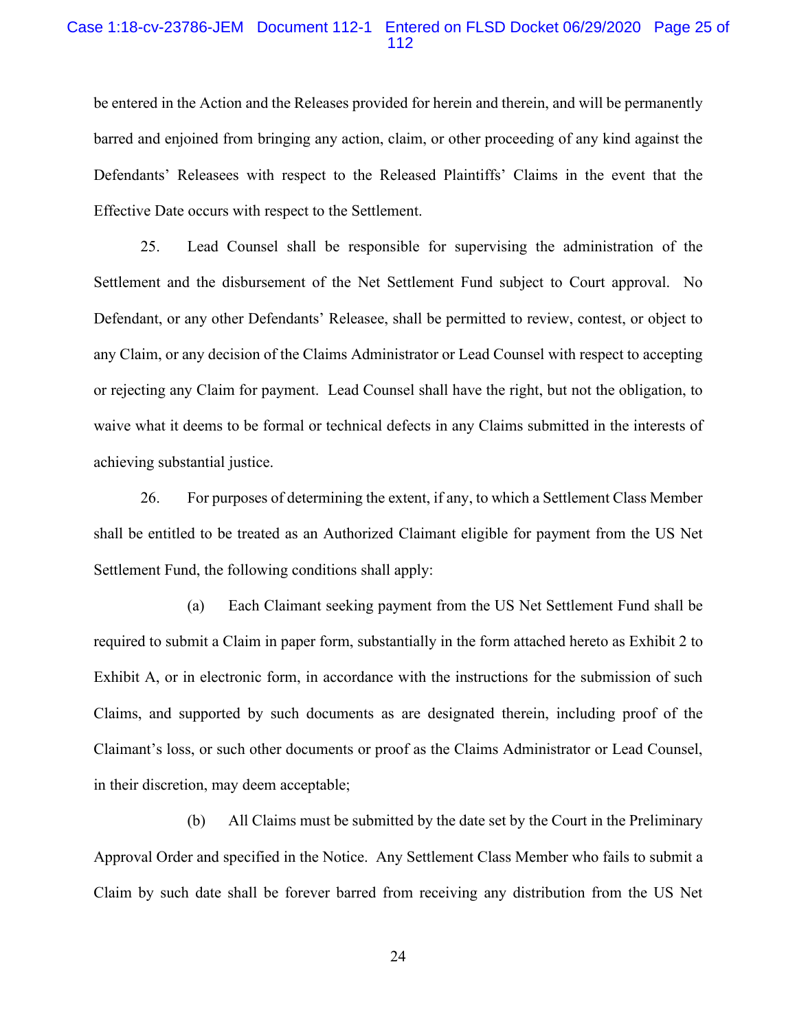be entered in the Action and the Releases provided for herein and therein, and will be permanently barred and enjoined from bringing any action, claim, or other proceeding of any kind against the Defendants' Releasees with respect to the Released Plaintiffs' Claims in the event that the Effective Date occurs with respect to the Settlement.

25. Lead Counsel shall be responsible for supervising the administration of the Settlement and the disbursement of the Net Settlement Fund subject to Court approval. No Defendant, or any other Defendants' Releasee, shall be permitted to review, contest, or object to any Claim, or any decision of the Claims Administrator or Lead Counsel with respect to accepting or rejecting any Claim for payment. Lead Counsel shall have the right, but not the obligation, to waive what it deems to be formal or technical defects in any Claims submitted in the interests of achieving substantial justice.

26. For purposes of determining the extent, if any, to which a Settlement Class Member shall be entitled to be treated as an Authorized Claimant eligible for payment from the US Net Settlement Fund, the following conditions shall apply:

(a) Each Claimant seeking payment from the US Net Settlement Fund shall be required to submit a Claim in paper form, substantially in the form attached hereto as Exhibit 2 to Exhibit A, or in electronic form, in accordance with the instructions for the submission of such Claims, and supported by such documents as are designated therein, including proof of the Claimant's loss, or such other documents or proof as the Claims Administrator or Lead Counsel, in their discretion, may deem acceptable;

(b) All Claims must be submitted by the date set by the Court in the Preliminary Approval Order and specified in the Notice. Any Settlement Class Member who fails to submit a Claim by such date shall be forever barred from receiving any distribution from the US Net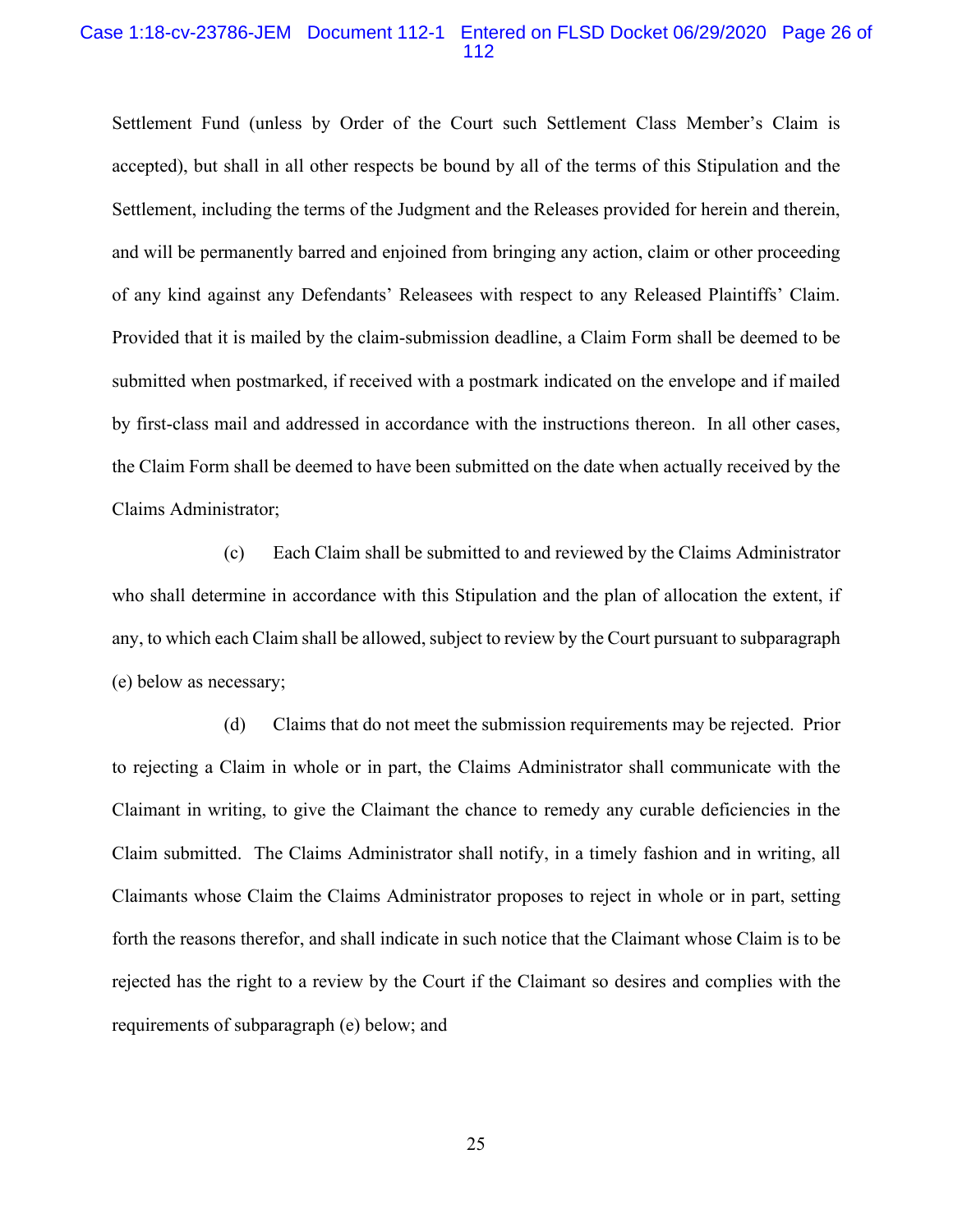Settlement Fund (unless by Order of the Court such Settlement Class Member's Claim is accepted), but shall in all other respects be bound by all of the terms of this Stipulation and the Settlement, including the terms of the Judgment and the Releases provided for herein and therein, and will be permanently barred and enjoined from bringing any action, claim or other proceeding of any kind against any Defendants' Releasees with respect to any Released Plaintiffs' Claim. Provided that it is mailed by the claim-submission deadline, a Claim Form shall be deemed to be submitted when postmarked, if received with a postmark indicated on the envelope and if mailed by first-class mail and addressed in accordance with the instructions thereon. In all other cases, the Claim Form shall be deemed to have been submitted on the date when actually received by the Claims Administrator;

(c) Each Claim shall be submitted to and reviewed by the Claims Administrator who shall determine in accordance with this Stipulation and the plan of allocation the extent, if any, to which each Claim shall be allowed, subject to review by the Court pursuant to subparagraph (e) below as necessary;

(d) Claims that do not meet the submission requirements may be rejected. Prior to rejecting a Claim in whole or in part, the Claims Administrator shall communicate with the Claimant in writing, to give the Claimant the chance to remedy any curable deficiencies in the Claim submitted. The Claims Administrator shall notify, in a timely fashion and in writing, all Claimants whose Claim the Claims Administrator proposes to reject in whole or in part, setting forth the reasons therefor, and shall indicate in such notice that the Claimant whose Claim is to be rejected has the right to a review by the Court if the Claimant so desires and complies with the requirements of subparagraph (e) below; and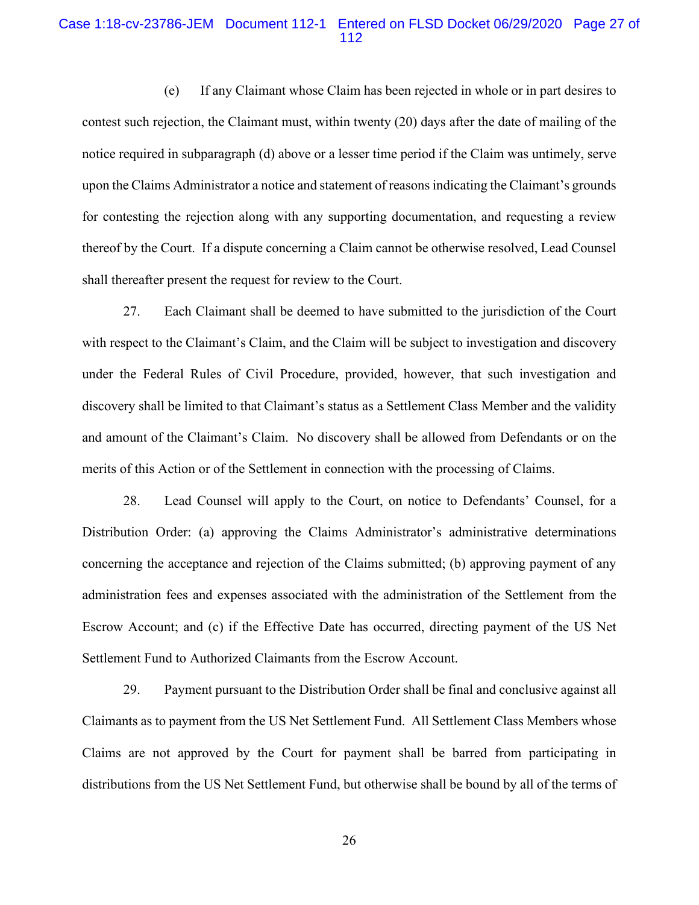(e) If any Claimant whose Claim has been rejected in whole or in part desires to contest such rejection, the Claimant must, within twenty (20) days after the date of mailing of the notice required in subparagraph (d) above or a lesser time period if the Claim was untimely, serve upon the Claims Administrator a notice and statement of reasons indicating the Claimant's grounds for contesting the rejection along with any supporting documentation, and requesting a review thereof by the Court. If a dispute concerning a Claim cannot be otherwise resolved, Lead Counsel shall thereafter present the request for review to the Court.

27. Each Claimant shall be deemed to have submitted to the jurisdiction of the Court with respect to the Claimant's Claim, and the Claim will be subject to investigation and discovery under the Federal Rules of Civil Procedure, provided, however, that such investigation and discovery shall be limited to that Claimant's status as a Settlement Class Member and the validity and amount of the Claimant's Claim. No discovery shall be allowed from Defendants or on the merits of this Action or of the Settlement in connection with the processing of Claims.

28. Lead Counsel will apply to the Court, on notice to Defendants' Counsel, for a Distribution Order: (a) approving the Claims Administrator's administrative determinations concerning the acceptance and rejection of the Claims submitted; (b) approving payment of any administration fees and expenses associated with the administration of the Settlement from the Escrow Account; and (c) if the Effective Date has occurred, directing payment of the US Net Settlement Fund to Authorized Claimants from the Escrow Account.

29. Payment pursuant to the Distribution Order shall be final and conclusive against all Claimants as to payment from the US Net Settlement Fund. All Settlement Class Members whose Claims are not approved by the Court for payment shall be barred from participating in distributions from the US Net Settlement Fund, but otherwise shall be bound by all of the terms of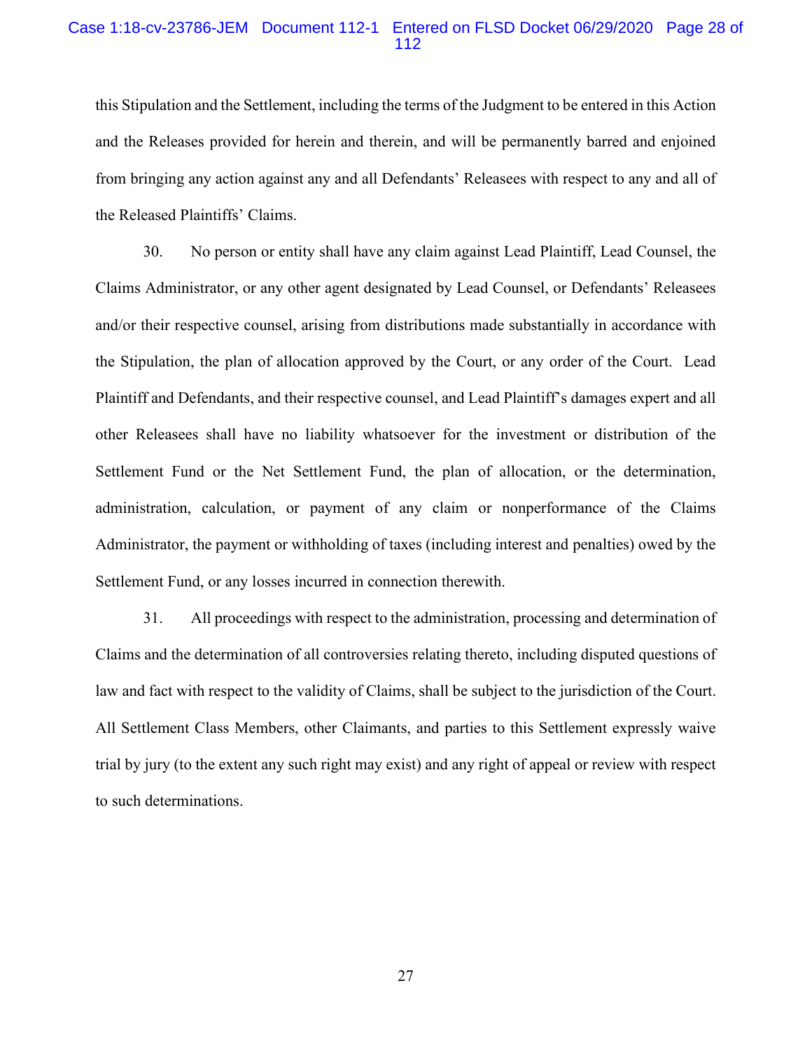this Stipulation and the Settlement, including the terms of the Judgment to be entered in this Action and the Releases provided for herein and therein, and will be permanently barred and enjoined from bringing any action against any and all Defendants' Releasees with respect to any and all of the Released Plaintiffs' Claims.

30. No person or entity shall have any claim against Lead Plaintiff, Lead Counsel, the Claims Administrator, or any other agent designated by Lead Counsel, or Defendants' Releasees and/or their respective counsel, arising from distributions made substantially in accordance with the Stipulation, the plan of allocation approved by the Court, or any order of the Court. Lead Plaintiff and Defendants, and their respective counsel, and Lead Plaintiff's damages expert and all other Releasees shall have no liability whatsoever for the investment or distribution of the Settlement Fund or the Net Settlement Fund, the plan of allocation, or the determination, administration, calculation, or payment of any claim or nonperformance of the Claims Administrator, the payment or withholding of taxes (including interest and penalties) owed by the Settlement Fund, or any losses incurred in connection therewith.

31. All proceedings with respect to the administration, processing and determination of Claims and the determination of all controversies relating thereto, including disputed questions of law and fact with respect to the validity of Claims, shall be subject to the jurisdiction of the Court. All Settlement Class Members, other Claimants, and parties to this Settlement expressly waive trial by jury (to the extent any such right may exist) and any right of appeal or review with respect to such determinations.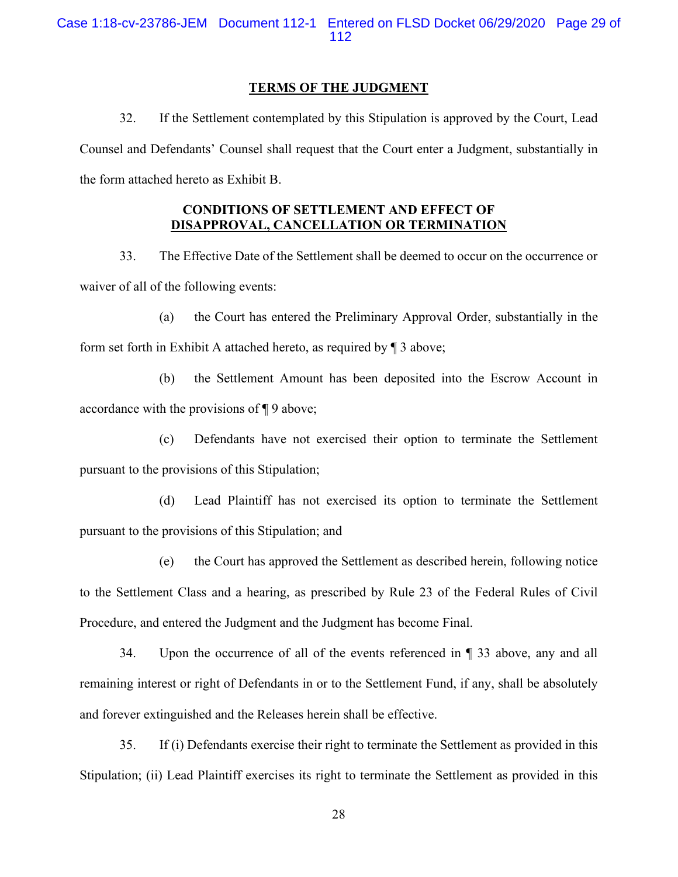## TERMS OF THE JUDGMENT

32. If the Settlement contemplated by this Stipulation is approved by the Court, Lead Counsel and Defendants' Counsel shall request that the Court enter a Judgment, substantially in the form attached hereto as Exhibit B.

## CONDITIONS OF SETTLEMENT AND EFFECT OF DISAPPROVAL, CANCELLATION OR TERMINATION

33. The Effective Date of the Settlement shall be deemed to occur on the occurrence or waiver of all of the following events:

(a) the Court has entered the Preliminary Approval Order, substantially in the form set forth in Exhibit A attached hereto, as required by ¶ 3 above;

(b) the Settlement Amount has been deposited into the Escrow Account in accordance with the provisions of ¶ 9 above;

(c) Defendants have not exercised their option to terminate the Settlement pursuant to the provisions of this Stipulation;

(d) Lead Plaintiff has not exercised its option to terminate the Settlement pursuant to the provisions of this Stipulation; and

(e) the Court has approved the Settlement as described herein, following notice to the Settlement Class and a hearing, as prescribed by Rule 23 of the Federal Rules of Civil Procedure, and entered the Judgment and the Judgment has become Final.

34. Upon the occurrence of all of the events referenced in ¶ 33 above, any and all remaining interest or right of Defendants in or to the Settlement Fund, if any, shall be absolutely and forever extinguished and the Releases herein shall be effective.

35. If (i) Defendants exercise their right to terminate the Settlement as provided in this Stipulation; (ii) Lead Plaintiff exercises its right to terminate the Settlement as provided in this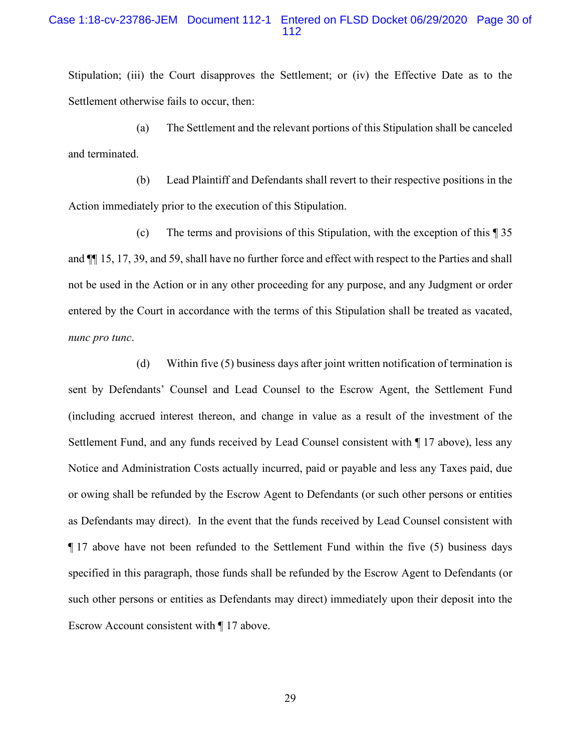Stipulation; (iii) the Court disapproves the Settlement; or (iv) the Effective Date as to the Settlement otherwise fails to occur, then:

(a) The Settlement and the relevant portions of this Stipulation shall be canceled and terminated.

(b) Lead Plaintiff and Defendants shall revert to their respective positions in the Action immediately prior to the execution of this Stipulation.

(c) The terms and provisions of this Stipulation, with the exception of this ¶ 35 and ¶¶ 15, 17, 39, and 59, shall have no further force and effect with respect to the Parties and shall not be used in the Action or in any other proceeding for any purpose, and any Judgment or order entered by the Court in accordance with the terms of this Stipulation shall be treated as vacated, *nunc pro tunc*.

(d) Within five (5) business days after joint written notification of termination is sent by Defendants' Counsel and Lead Counsel to the Escrow Agent, the Settlement Fund (including accrued interest thereon, and change in value as a result of the investment of the Settlement Fund, and any funds received by Lead Counsel consistent with ¶ 17 above), less any Notice and Administration Costs actually incurred, paid or payable and less any Taxes paid, due or owing shall be refunded by the Escrow Agent to Defendants (or such other persons or entities as Defendants may direct). In the event that the funds received by Lead Counsel consistent with ¶ 17 above have not been refunded to the Settlement Fund within the five (5) business days specified in this paragraph, those funds shall be refunded by the Escrow Agent to Defendants (or such other persons or entities as Defendants may direct) immediately upon their deposit into the Escrow Account consistent with ¶ 17 above.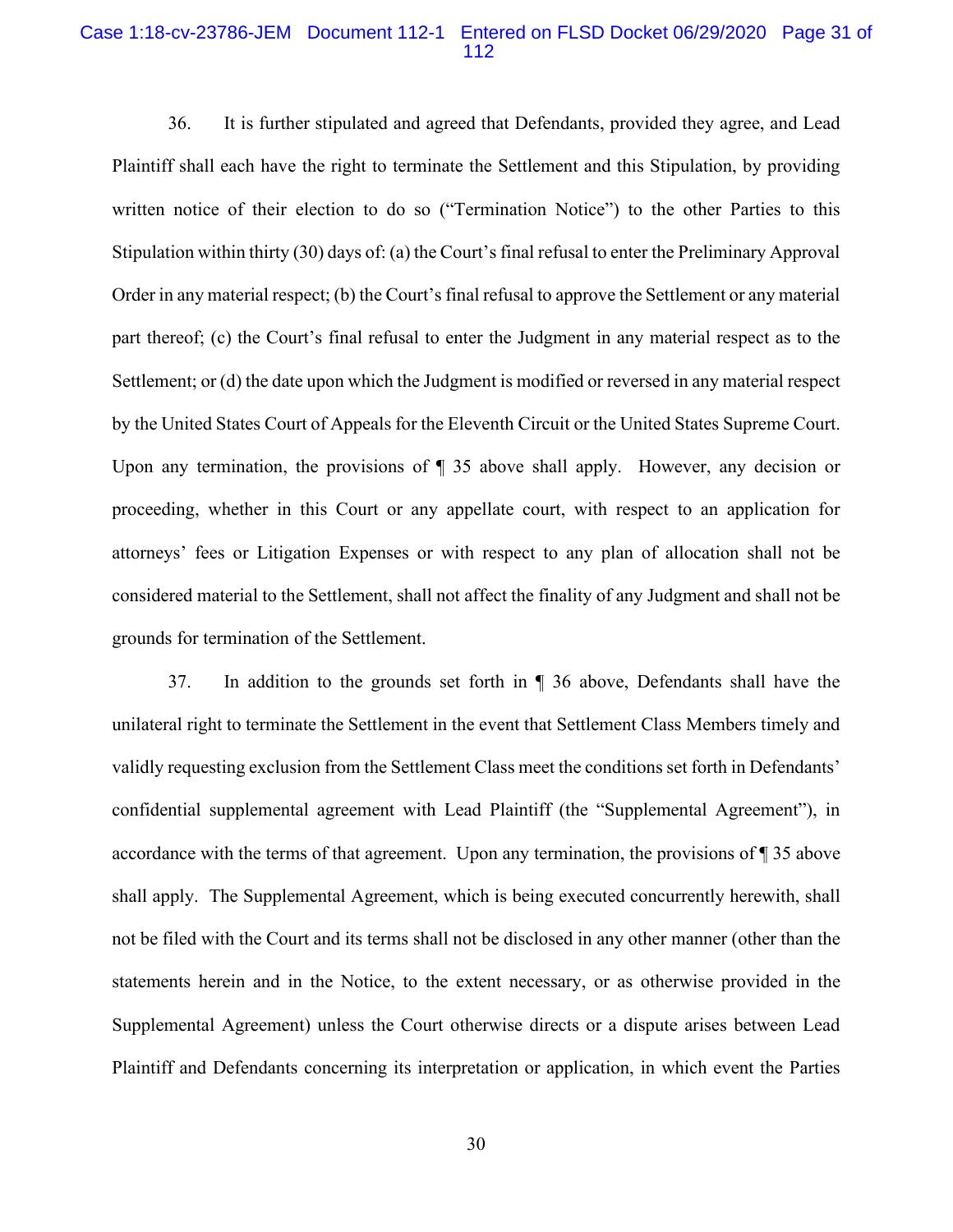36. It is further stipulated and agreed that Defendants, provided they agree, and Lead Plaintiff shall each have the right to terminate the Settlement and this Stipulation, by providing written notice of their election to do so ("Termination Notice") to the other Parties to this Stipulation within thirty (30) days of: (a) the Court's final refusal to enter the Preliminary Approval Order in any material respect; (b) the Court's final refusal to approve the Settlement or any material part thereof; (c) the Court's final refusal to enter the Judgment in any material respect as to the Settlement; or (d) the date upon which the Judgment is modified or reversed in any material respect by the United States Court of Appeals for the Eleventh Circuit or the United States Supreme Court. Upon any termination, the provisions of ¶ 35 above shall apply. However, any decision or proceeding, whether in this Court or any appellate court, with respect to an application for attorneys' fees or Litigation Expenses or with respect to any plan of allocation shall not be considered material to the Settlement, shall not affect the finality of any Judgment and shall not be grounds for termination of the Settlement.

37. In addition to the grounds set forth in ¶ 36 above, Defendants shall have the unilateral right to terminate the Settlement in the event that Settlement Class Members timely and validly requesting exclusion from the Settlement Class meet the conditions set forth in Defendants' confidential supplemental agreement with Lead Plaintiff (the "Supplemental Agreement"), in accordance with the terms of that agreement. Upon any termination, the provisions of ¶ 35 above shall apply. The Supplemental Agreement, which is being executed concurrently herewith, shall not be filed with the Court and its terms shall not be disclosed in any other manner (other than the statements herein and in the Notice, to the extent necessary, or as otherwise provided in the Supplemental Agreement) unless the Court otherwise directs or a dispute arises between Lead Plaintiff and Defendants concerning its interpretation or application, in which event the Parties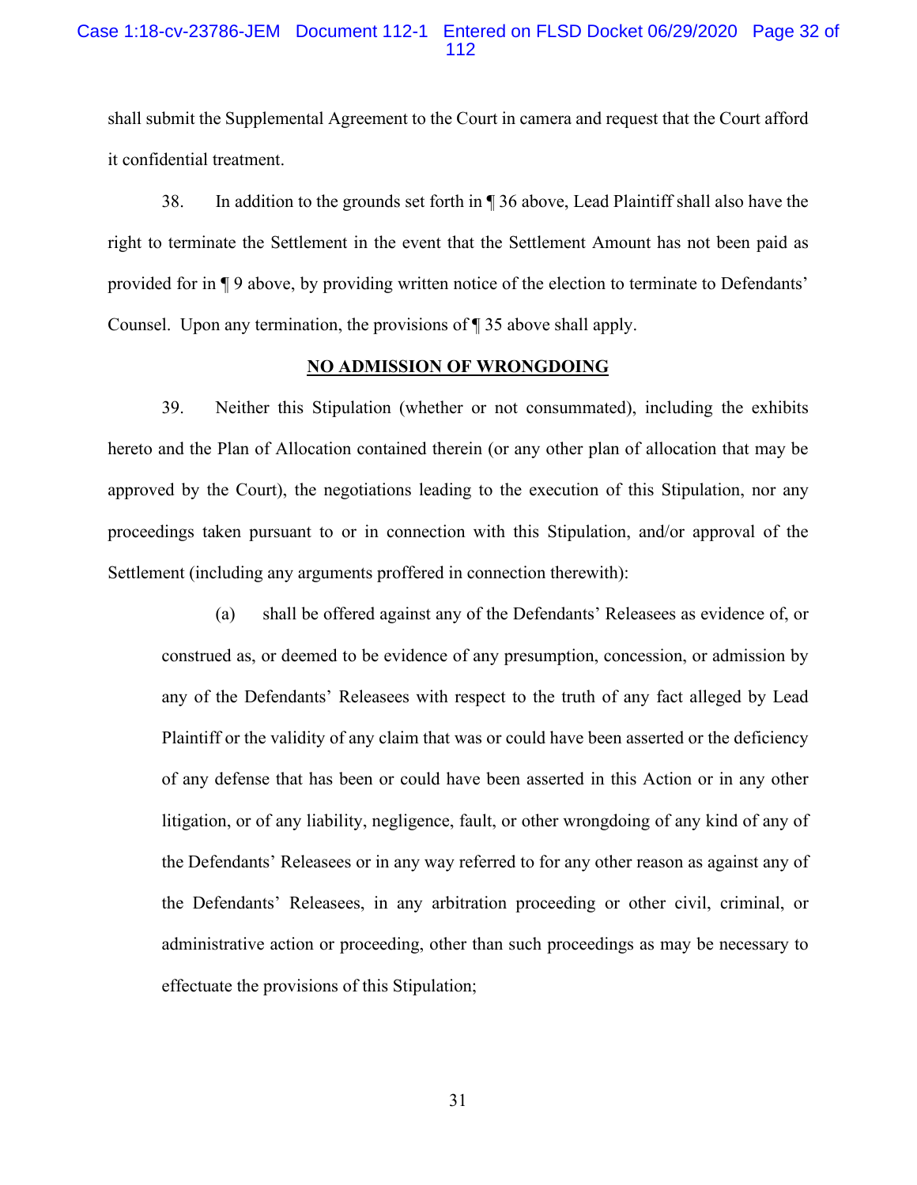shall submit the Supplemental Agreement to the Court in camera and request that the Court afford it confidential treatment.

38. In addition to the grounds set forth in ¶ 36 above, Lead Plaintiff shall also have the right to terminate the Settlement in the event that the Settlement Amount has not been paid as provided for in ¶ 9 above, by providing written notice of the election to terminate to Defendants' Counsel. Upon any termination, the provisions of ¶ 35 above shall apply.

## NO ADMISSION OF WRONGDOING

39. Neither this Stipulation (whether or not consummated), including the exhibits hereto and the Plan of Allocation contained therein (or any other plan of allocation that may be approved by the Court), the negotiations leading to the execution of this Stipulation, nor any proceedings taken pursuant to or in connection with this Stipulation, and/or approval of the Settlement (including any arguments proffered in connection therewith):

(a) shall be offered against any of the Defendants' Releasees as evidence of, or construed as, or deemed to be evidence of any presumption, concession, or admission by any of the Defendants' Releasees with respect to the truth of any fact alleged by Lead Plaintiff or the validity of any claim that was or could have been asserted or the deficiency of any defense that has been or could have been asserted in this Action or in any other litigation, or of any liability, negligence, fault, or other wrongdoing of any kind of any of the Defendants' Releasees or in any way referred to for any other reason as against any of the Defendants' Releasees, in any arbitration proceeding or other civil, criminal, or administrative action or proceeding, other than such proceedings as may be necessary to effectuate the provisions of this Stipulation;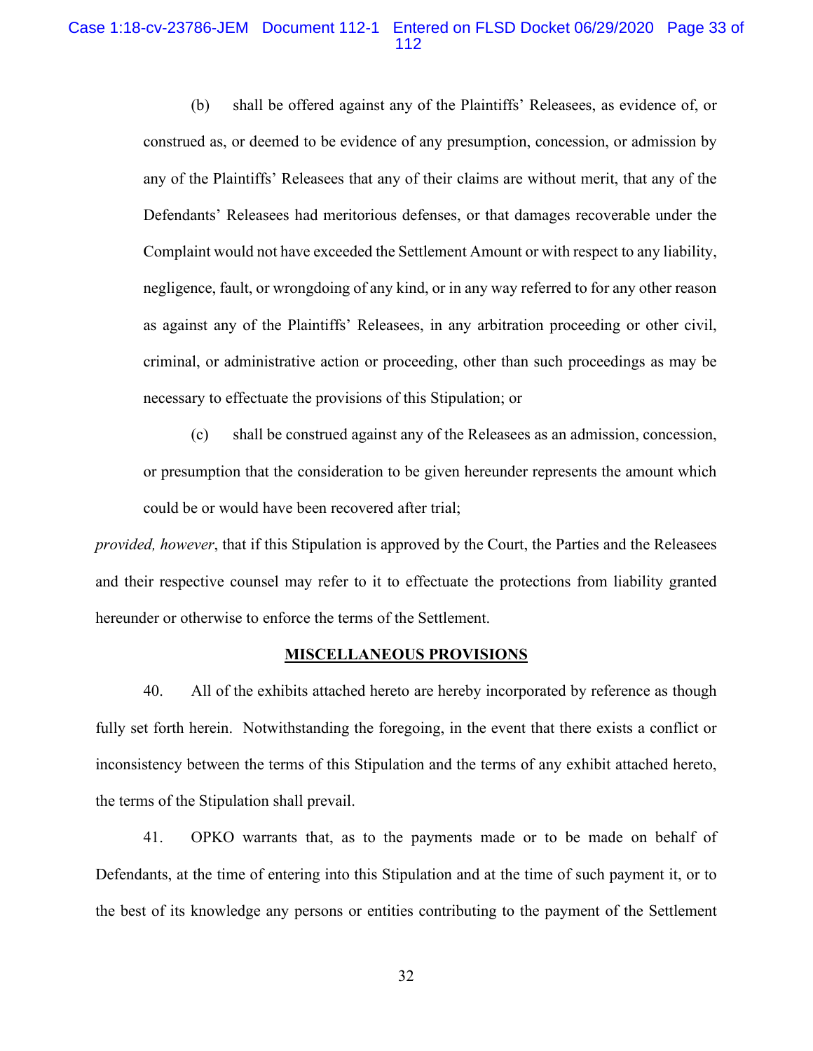(b) shall be offered against any of the Plaintiffs' Releasees, as evidence of, or construed as, or deemed to be evidence of any presumption, concession, or admission by any of the Plaintiffs' Releasees that any of their claims are without merit, that any of the Defendants' Releasees had meritorious defenses, or that damages recoverable under the Complaint would not have exceeded the Settlement Amount or with respect to any liability, negligence, fault, or wrongdoing of any kind, or in any way referred to for any other reason as against any of the Plaintiffs' Releasees, in any arbitration proceeding or other civil, criminal, or administrative action or proceeding, other than such proceedings as may be necessary to effectuate the provisions of this Stipulation; or

(c) shall be construed against any of the Releasees as an admission, concession, or presumption that the consideration to be given hereunder represents the amount which could be or would have been recovered after trial;

*provided, however*, that if this Stipulation is approved by the Court, the Parties and the Releasees and their respective counsel may refer to it to effectuate the protections from liability granted hereunder or otherwise to enforce the terms of the Settlement.

## MISCELLANEOUS PROVISIONS

40. All of the exhibits attached hereto are hereby incorporated by reference as though fully set forth herein. Notwithstanding the foregoing, in the event that there exists a conflict or inconsistency between the terms of this Stipulation and the terms of any exhibit attached hereto, the terms of the Stipulation shall prevail.

41. OPKO warrants that, as to the payments made or to be made on behalf of Defendants, at the time of entering into this Stipulation and at the time of such payment it, or to the best of its knowledge any persons or entities contributing to the payment of the Settlement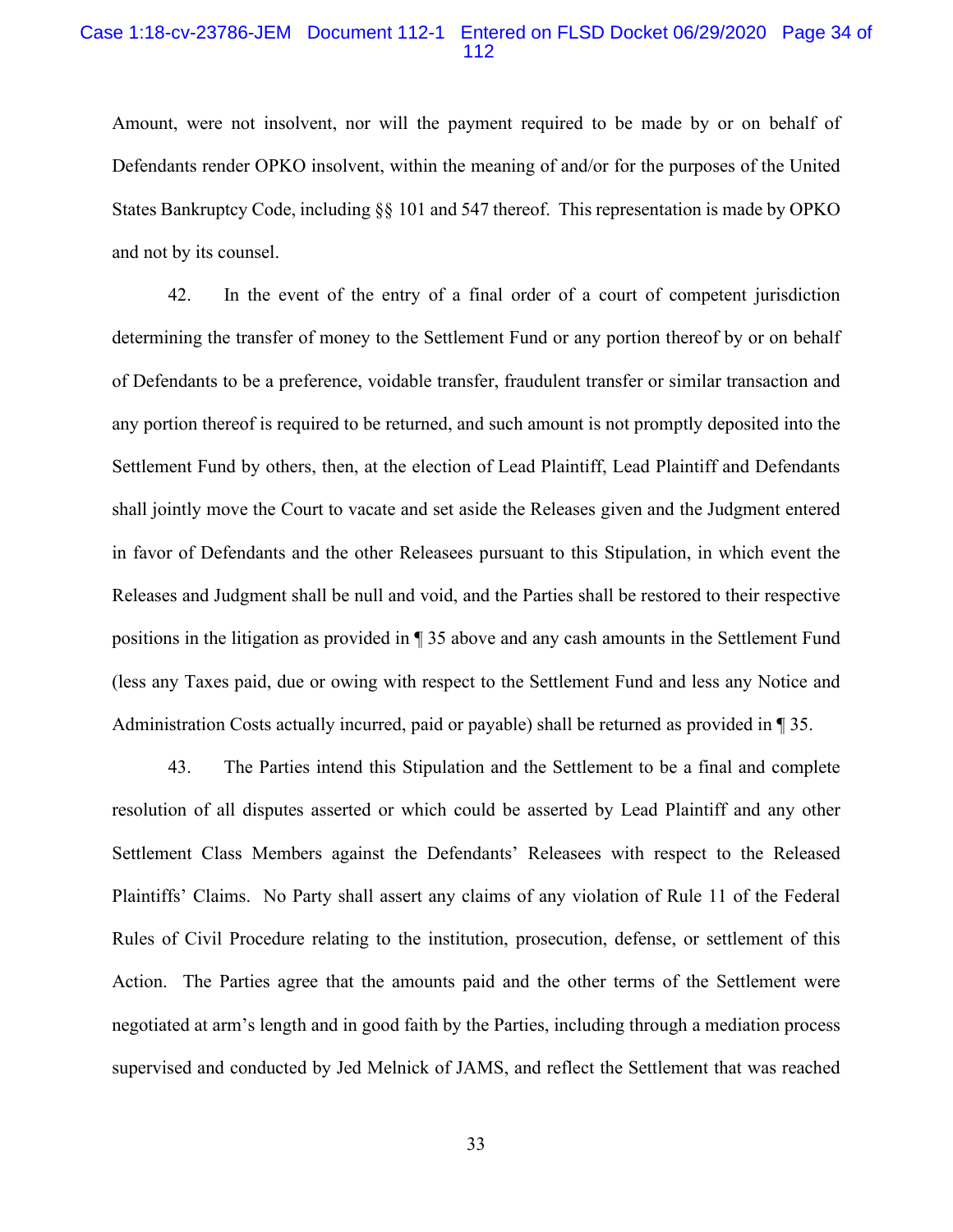Amount, were not insolvent, nor will the payment required to be made by or on behalf of Defendants render OPKO insolvent, within the meaning of and/or for the purposes of the United States Bankruptcy Code, including §§ 101 and 547 thereof. This representation is made by OPKO and not by its counsel.

42. In the event of the entry of a final order of a court of competent jurisdiction determining the transfer of money to the Settlement Fund or any portion thereof by or on behalf of Defendants to be a preference, voidable transfer, fraudulent transfer or similar transaction and any portion thereof is required to be returned, and such amount is not promptly deposited into the Settlement Fund by others, then, at the election of Lead Plaintiff, Lead Plaintiff and Defendants shall jointly move the Court to vacate and set aside the Releases given and the Judgment entered in favor of Defendants and the other Releasees pursuant to this Stipulation, in which event the Releases and Judgment shall be null and void, and the Parties shall be restored to their respective positions in the litigation as provided in ¶ 35 above and any cash amounts in the Settlement Fund (less any Taxes paid, due or owing with respect to the Settlement Fund and less any Notice and Administration Costs actually incurred, paid or payable) shall be returned as provided in ¶ 35.

43. The Parties intend this Stipulation and the Settlement to be a final and complete resolution of all disputes asserted or which could be asserted by Lead Plaintiff and any other Settlement Class Members against the Defendants' Releasees with respect to the Released Plaintiffs' Claims. No Party shall assert any claims of any violation of Rule 11 of the Federal Rules of Civil Procedure relating to the institution, prosecution, defense, or settlement of this Action. The Parties agree that the amounts paid and the other terms of the Settlement were negotiated at arm's length and in good faith by the Parties, including through a mediation process supervised and conducted by Jed Melnick of JAMS, and reflect the Settlement that was reached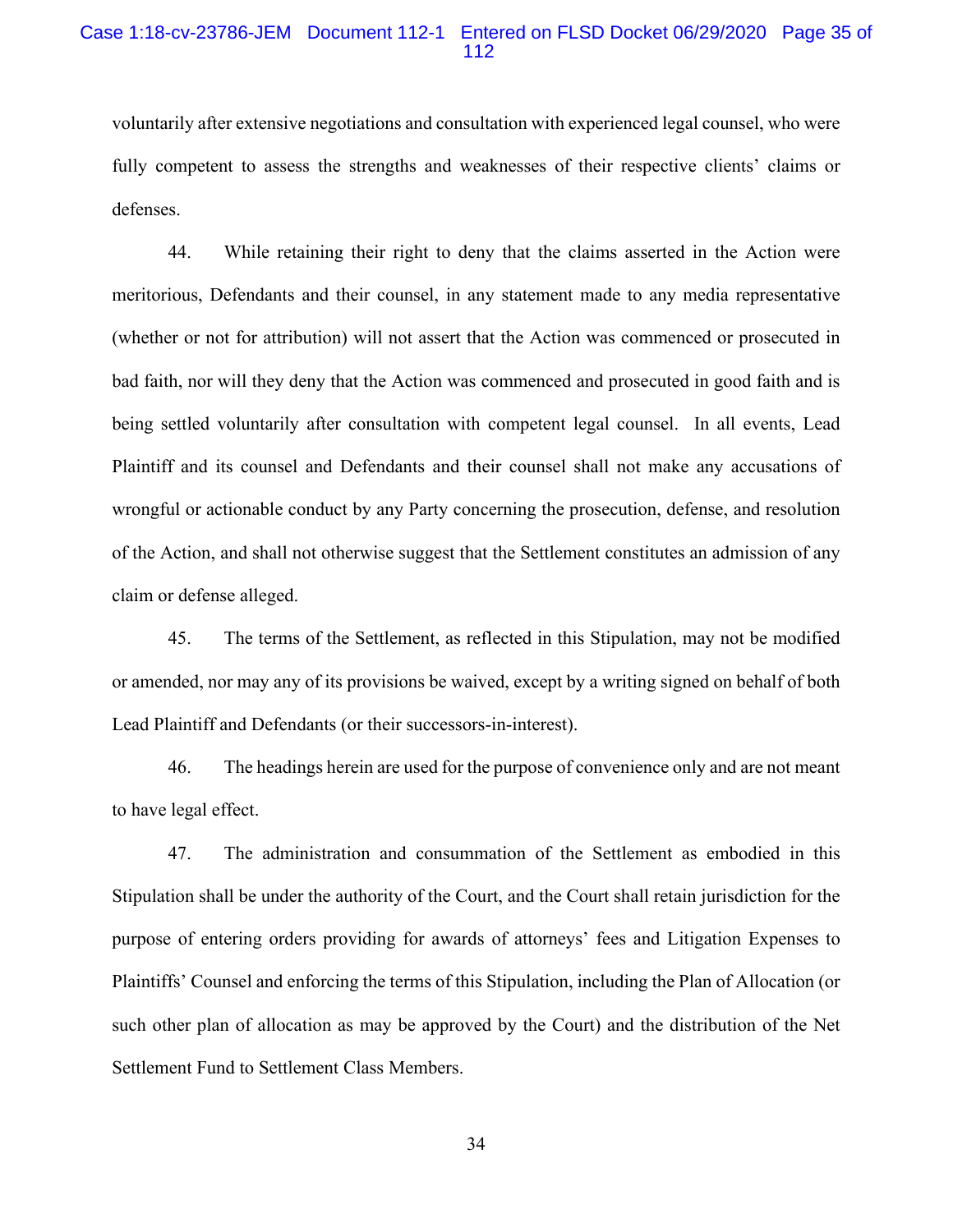voluntarily after extensive negotiations and consultation with experienced legal counsel, who were fully competent to assess the strengths and weaknesses of their respective clients' claims or defenses.

44. While retaining their right to deny that the claims asserted in the Action were meritorious, Defendants and their counsel, in any statement made to any media representative (whether or not for attribution) will not assert that the Action was commenced or prosecuted in bad faith, nor will they deny that the Action was commenced and prosecuted in good faith and is being settled voluntarily after consultation with competent legal counsel. In all events, Lead Plaintiff and its counsel and Defendants and their counsel shall not make any accusations of wrongful or actionable conduct by any Party concerning the prosecution, defense, and resolution of the Action, and shall not otherwise suggest that the Settlement constitutes an admission of any claim or defense alleged.

45. The terms of the Settlement, as reflected in this Stipulation, may not be modified or amended, nor may any of its provisions be waived, except by a writing signed on behalf of both Lead Plaintiff and Defendants (or their successors-in-interest).

46. The headings herein are used for the purpose of convenience only and are not meant to have legal effect.

47. The administration and consummation of the Settlement as embodied in this Stipulation shall be under the authority of the Court, and the Court shall retain jurisdiction for the purpose of entering orders providing for awards of attorneys' fees and Litigation Expenses to Plaintiffs' Counsel and enforcing the terms of this Stipulation, including the Plan of Allocation (or such other plan of allocation as may be approved by the Court) and the distribution of the Net Settlement Fund to Settlement Class Members.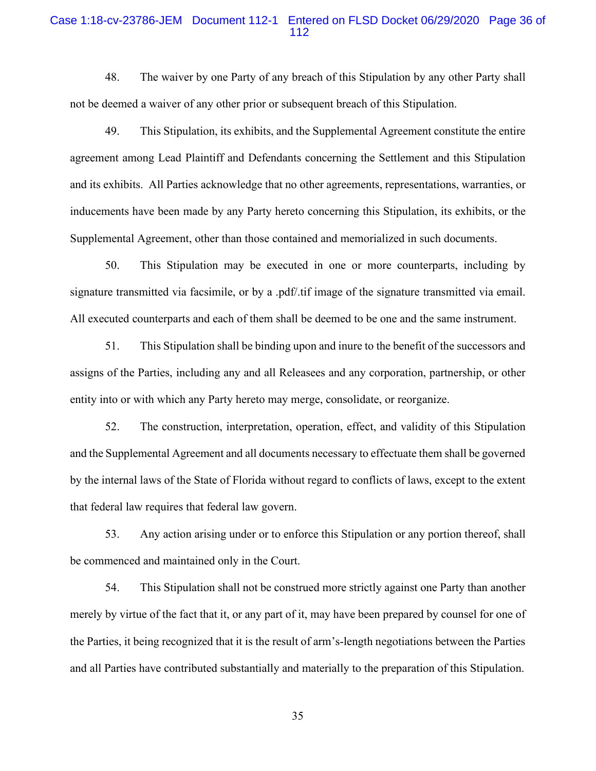48. The waiver by one Party of any breach of this Stipulation by any other Party shall not be deemed a waiver of any other prior or subsequent breach of this Stipulation.

49. This Stipulation, its exhibits, and the Supplemental Agreement constitute the entire agreement among Lead Plaintiff and Defendants concerning the Settlement and this Stipulation and its exhibits. All Parties acknowledge that no other agreements, representations, warranties, or inducements have been made by any Party hereto concerning this Stipulation, its exhibits, or the Supplemental Agreement, other than those contained and memorialized in such documents.

50. This Stipulation may be executed in one or more counterparts, including by signature transmitted via facsimile, or by a .pdf/.tif image of the signature transmitted via email. All executed counterparts and each of them shall be deemed to be one and the same instrument.

51. This Stipulation shall be binding upon and inure to the benefit of the successors and assigns of the Parties, including any and all Releasees and any corporation, partnership, or other entity into or with which any Party hereto may merge, consolidate, or reorganize.

52. The construction, interpretation, operation, effect, and validity of this Stipulation and the Supplemental Agreement and all documents necessary to effectuate them shall be governed by the internal laws of the State of Florida without regard to conflicts of laws, except to the extent that federal law requires that federal law govern.

53. Any action arising under or to enforce this Stipulation or any portion thereof, shall be commenced and maintained only in the Court.

54. This Stipulation shall not be construed more strictly against one Party than another merely by virtue of the fact that it, or any part of it, may have been prepared by counsel for one of the Parties, it being recognized that it is the result of arm's-length negotiations between the Parties and all Parties have contributed substantially and materially to the preparation of this Stipulation.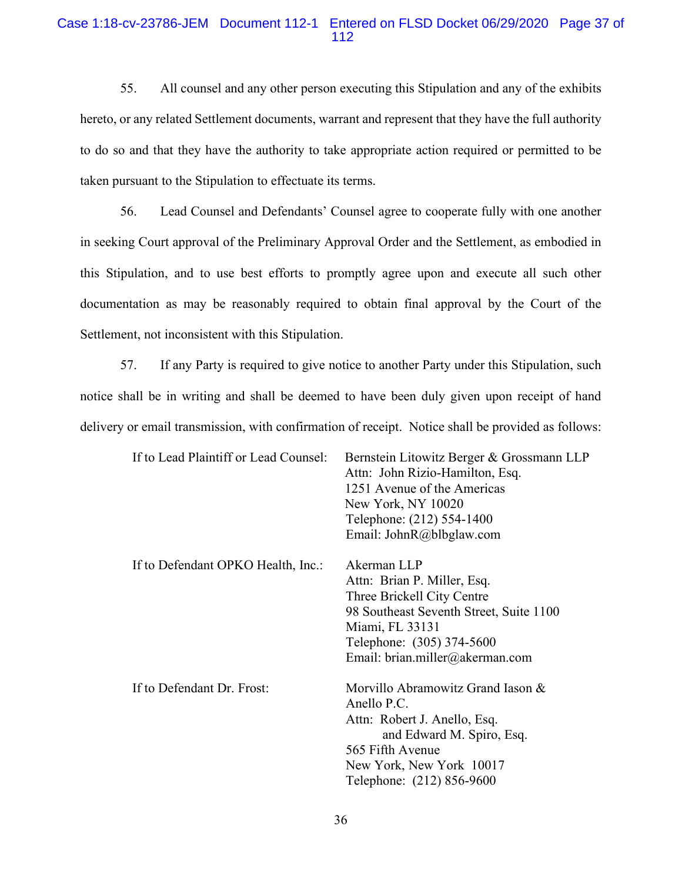55. All counsel and any other person executing this Stipulation and any of the exhibits hereto, or any related Settlement documents, warrant and represent that they have the full authority to do so and that they have the authority to take appropriate action required or permitted to be taken pursuant to the Stipulation to effectuate its terms.

56. Lead Counsel and Defendants' Counsel agree to cooperate fully with one another in seeking Court approval of the Preliminary Approval Order and the Settlement, as embodied in this Stipulation, and to use best efforts to promptly agree upon and execute all such other documentation as may be reasonably required to obtain final approval by the Court of the Settlement, not inconsistent with this Stipulation.

57. If any Party is required to give notice to another Party under this Stipulation, such notice shall be in writing and shall be deemed to have been duly given upon receipt of hand delivery or email transmission, with confirmation of receipt. Notice shall be provided as follows:

If to Lead Plaintiff or Lead Counsel:

Bernstein Litowitz Berger & Grossmann LLP
Attn: John Rizio-Hamilton, Esq.
1251 Avenue of the Americas
New York, NY 10020
Telephone: (212) 554-1400
Email: JohnR@blbglaw.com

If to Defendant OPKO Health, Inc.:

Akerman LLP
Attn: Brian P. Miller, Esq.
Three Brickell City Centre
98 Southeast Seventh Street, Suite 1100
Miami, FL 33131
Telephone: (305) 374-5600
Email: brian.miller@akerman.com

If to Defendant Dr. Frost:

Morvillo Abramowitz Grand Iason & Anello P.C.
Attn: Robert J. Anello, Esq.
and Edward M. Spiro, Esq.
565 Fifth Avenue
New York, New York 10017
Telephone: (212) 856-9600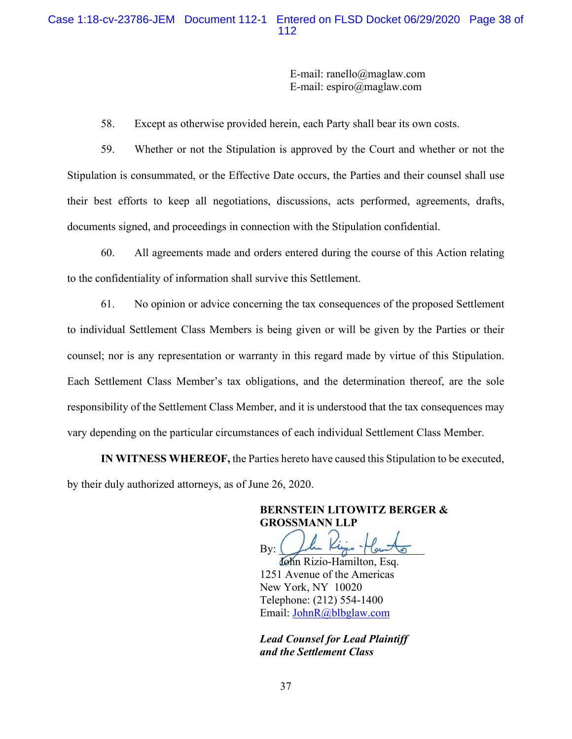E-mail: ranello@maglaw.com
E-mail: espiro@maglaw.com

58. Except as otherwise provided herein, each Party shall bear its own costs.

59. Whether or not the Stipulation is approved by the Court and whether or not the Stipulation is consummated, or the Effective Date occurs, the Parties and their counsel shall use their best efforts to keep all negotiations, discussions, acts performed, agreements, drafts, documents signed, and proceedings in connection with the Stipulation confidential.

60. All agreements made and orders entered during the course of this Action relating to the confidentiality of information shall survive this Settlement.

61. No opinion or advice concerning the tax consequences of the proposed Settlement to individual Settlement Class Members is being given or will be given by the Parties or their counsel; nor is any representation or warranty in this regard made by virtue of this Stipulation. Each Settlement Class Member's tax obligations, and the determination thereof, are the sole responsibility of the Settlement Class Member, and it is understood that the tax consequences may vary depending on the particular circumstances of each individual Settlement Class Member.

**IN WITNESS WHEREOF,** the Parties hereto have caused this Stipulation to be executed, by their duly authorized attorneys, as of June 26, 2020.

**BERNSTEIN LITOWITZ BERGER & GROSSMANN LLP**

By: ______________________
John Rizio-Hamilton, Esq.
1251 Avenue of the Americas
New York, NY 10020
Telephone: (212) 554-1400
Email: JohnR@blbglaw.com

***Lead Counsel for Lead Plaintiff and the Settlement Class***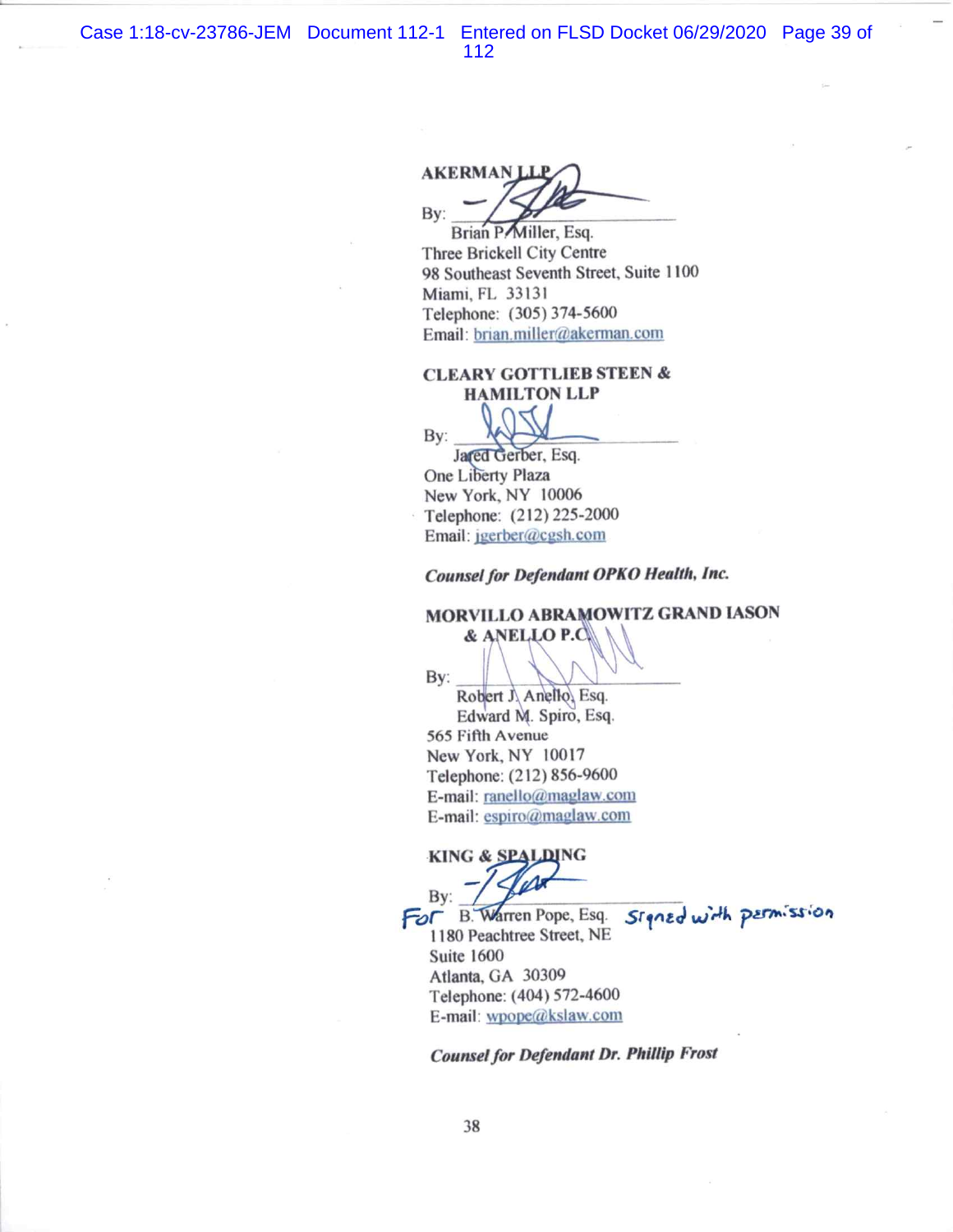**AKERMAN LLP**

By: ____________________
Brian P. Miller, Esq.
Three Brickell City Centre
98 Southeast Seventh Street, Suite 1100
Miami, FL 33131
Telephone: (305) 374-5600
Email: brian.miller@akerman.com

**CLEARY GOTTLIEB STEEN & HAMILTON LLP**

By: ____________________
Jared Gerber, Esq.
One Liberty Plaza
New York, NY 10006
Telephone: (212) 225-2000
Email: jgerber@cgsh.com

***Counsel for Defendant OPKO Health, Inc.***

**MORVILLO ABRAMOWITZ GRAND IASON & ANELLO P.C.**

By: ____________________
Robert J. Anello, Esq.
Edward M. Spiro, Esq.
565 Fifth Avenue
New York, NY 10017
Telephone: (212) 856-9600
E-mail: ranello@maglaw.com
E-mail: espiro@maglaw.com

**KING & SPALDING**

By: ____________________
For B. Warren Pope, Esq. Signed with permission
1180 Peachtree Street, NE
Suite 1600
Atlanta, GA 30309
Telephone: (404) 572-4600
E-mail: wpope@kslaw.com

***Counsel for Defendant Dr. Phillip Frost***